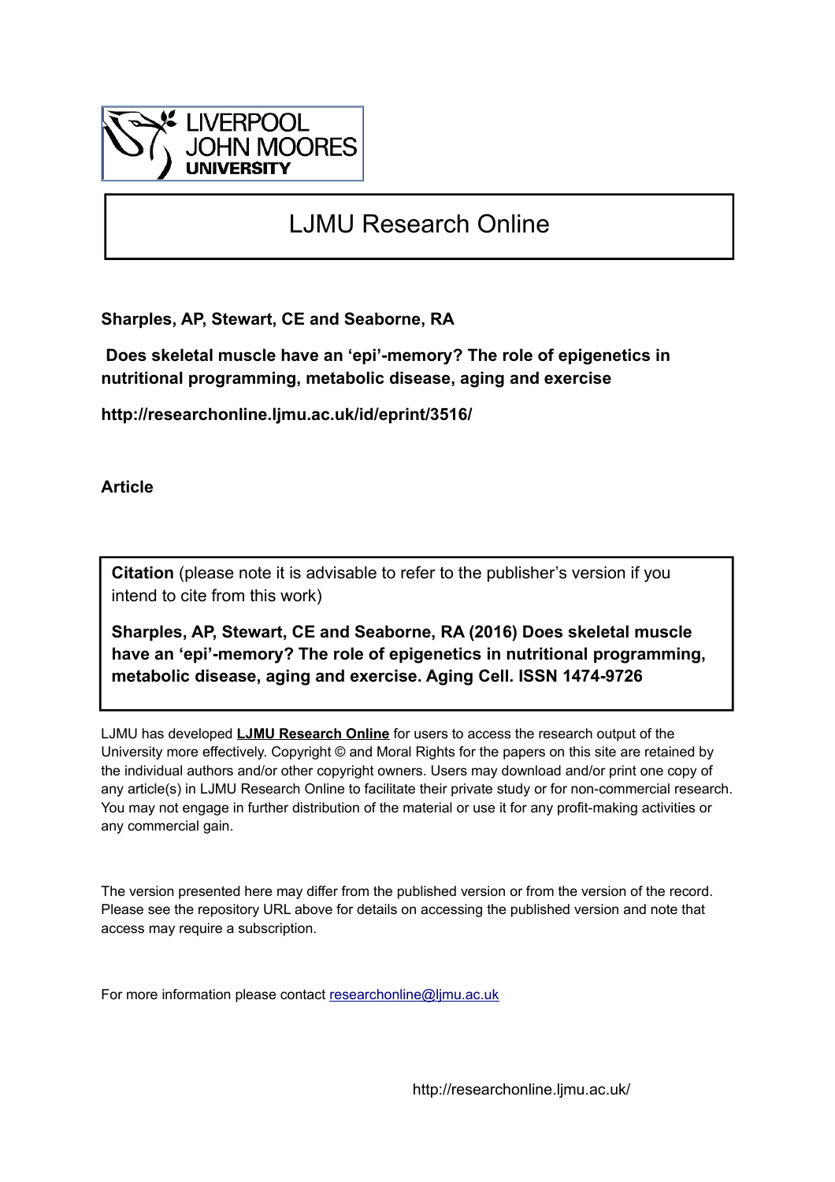# LJMU Research Online

**Sharples, AP, Stewart, CE and Seaborne, RA**

**Does skeletal muscle have an 'epi'-memory? The role of epigenetics in nutritional programming, metabolic disease, aging and exercise**

**http://researchonline.ljmu.ac.uk/id/eprint/3516/**

**Article**

**Citation** (please note it is advisable to refer to the publisher's version if you intend to cite from this work)

**Sharples, AP, Stewart, CE and Seaborne, RA (2016) Does skeletal muscle have an 'epi'-memory? The role of epigenetics in nutritional programming, metabolic disease, aging and exercise. Aging Cell. ISSN 1474-9726**

LJMU has developed **LJMU Research Online** for users to access the research output of the University more effectively. Copyright © and Moral Rights for the papers on this site are retained by the individual authors and/or other copyright owners. Users may download and/or print one copy of any article(s) in LJMU Research Online to facilitate their private study or for non-commercial research. You may not engage in further distribution of the material or use it for any profit-making activities or any commercial gain.

The version presented here may differ from the published version or from the version of the record. Please see the repository URL above for details on accessing the published version and note that access may require a subscription.

For more information please contact researchonline@ljmu.ac.uk

http://researchonline.ljmu.ac.uk/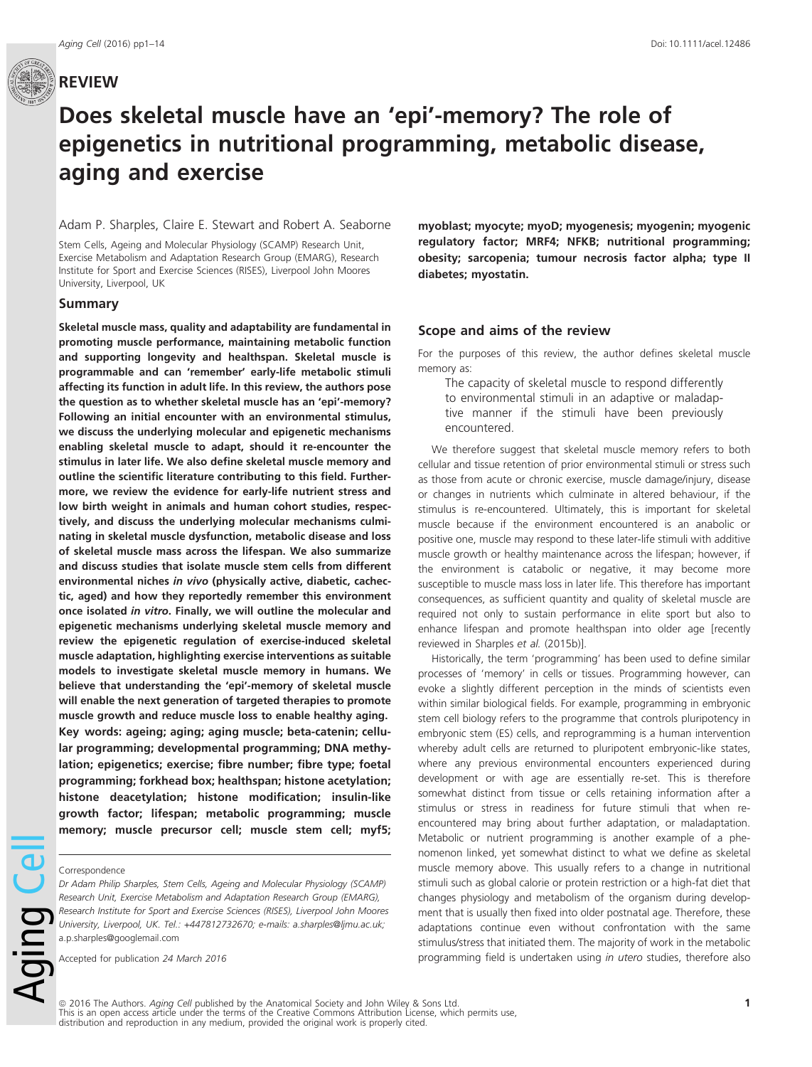# Does skeletal muscle have an 'epi'-memory? The role of epigenetics in nutritional programming, metabolic disease, aging and exercise

Adam P. Sharples, Claire E. Stewart and Robert A. Seaborne

Stem Cells, Ageing and Molecular Physiology (SCAMP) Research Unit, Exercise Metabolism and Adaptation Research Group (EMARG), Research Institute for Sport and Exercise Sciences (RISES), Liverpool John Moores University, Liverpool, UK

## Summary

**Skeletal muscle mass, quality and adaptability are fundamental in promoting muscle performance, maintaining metabolic function and supporting longevity and healthspan. Skeletal muscle is programmable and can 'remember' early-life metabolic stimuli affecting its function in adult life. In this review, the authors pose the question as to whether skeletal muscle has an 'epi'-memory? Following an initial encounter with an environmental stimulus, we discuss the underlying molecular and epigenetic mechanisms enabling skeletal muscle to adapt, should it re-encounter the stimulus in later life. We also define skeletal muscle memory and outline the scientific literature contributing to this field. Furthermore, we review the evidence for early-life nutrient stress and low birth weight in animals and human cohort studies, respectively, and discuss the underlying molecular mechanisms culminating in skeletal muscle dysfunction, metabolic disease and loss of skeletal muscle mass across the lifespan. We also summarize and discuss studies that isolate muscle stem cells from different environmental niches *in vivo* (physically active, diabetic, cachectic, aged) and how they reportedly remember this environment once isolated *in vitro*. Finally, we will outline the molecular and epigenetic mechanisms underlying skeletal muscle memory and review the epigenetic regulation of exercise-induced skeletal muscle adaptation, highlighting exercise interventions as suitable models to investigate skeletal muscle memory in humans. We believe that understanding the 'epi'-memory of skeletal muscle will enable the next generation of targeted therapies to promote muscle growth and reduce muscle loss to enable healthy aging.**

**Key words: ageing; aging; aging muscle; beta-catenin; cellular programming; developmental programming; DNA methylation; epigenetics; exercise; fibre number; fibre type; foetal programming; forkhead box; healthspan; histone acetylation; histone deacetylation; histone modification; insulin-like growth factor; lifespan; metabolic programming; muscle memory; muscle precursor cell; muscle stem cell; myf5; myoblast; myocyte; myoD; myogenesis; myogenin; myogenic regulatory factor; MRF4; NFKB; nutritional programming; obesity; sarcopenia; tumour necrosis factor alpha; type II diabetes; myostatin.**

Correspondence

Dr Adam Philip Sharples, Stem Cells, Ageing and Molecular Physiology (SCAMP) Research Unit, Exercise Metabolism and Adaptation Research Group (EMARG), Research Institute for Sport and Exercise Sciences (RISES), Liverpool John Moores University, Liverpool, UK. Tel.: +447812732670; e-mails: a.sharples@ljmu.ac.uk; a.p.sharples@googlemail.com

Accepted for publication 24 March 2016

## Scope and aims of the review

For the purposes of this review, the author defines skeletal muscle memory as:

> The capacity of skeletal muscle to respond differently to environmental stimuli in an adaptive or maladaptive manner if the stimuli have been previously encountered.

We therefore suggest that skeletal muscle memory refers to both cellular and tissue retention of prior environmental stimuli or stress such as those from acute or chronic exercise, muscle damage/injury, disease or changes in nutrients which culminate in altered behaviour, if the stimulus is re-encountered. Ultimately, this is important for skeletal muscle because if the environment encountered is an anabolic or positive one, muscle may respond to these later-life stimuli with additive muscle growth or healthy maintenance across the lifespan; however, if the environment is catabolic or negative, it may become more susceptible to muscle mass loss in later life. This therefore has important consequences, as sufficient quantity and quality of skeletal muscle are required not only to sustain performance in elite sport but also to enhance lifespan and promote healthspan into older age [recently reviewed in Sharples *et al.* (2015b)].

Historically, the term 'programming' has been used to define similar processes of 'memory' in cells or tissues. Programming however, can evoke a slightly different perception in the minds of scientists even within similar biological fields. For example, programming in embryonic stem cell biology refers to the programme that controls pluripotency in embryonic stem (ES) cells, and reprogramming is a human intervention whereby adult cells are returned to pluripotent embryonic-like states, where any previous environmental encounters experienced during development or with age are essentially re-set. This is therefore somewhat distinct from tissue or cells retaining information after a stimulus or stress in readiness for future stimuli that when re-encountered may bring about further adaptation, or maladaptation. Metabolic or nutrient programming is another example of a phenomenon linked, yet somewhat distinct to what we define as skeletal muscle memory above. This usually refers to a change in nutritional stimuli such as global calorie or protein restriction or a high-fat diet that changes physiology and metabolism of the organism during development that is usually then fixed into older postnatal age. Therefore, these adaptations continue even without confrontation with the same stimulus/stress that initiated them. The majority of work in the metabolic programming field is undertaken using *in utero* studies, therefore also

© 2016 The Authors. *Aging Cell* published by the Anatomical Society and John Wiley & Sons Ltd.
This is an open access article under the terms of the Creative Commons Attribution License, which permits use, distribution and reproduction in any medium, provided the original work is properly cited.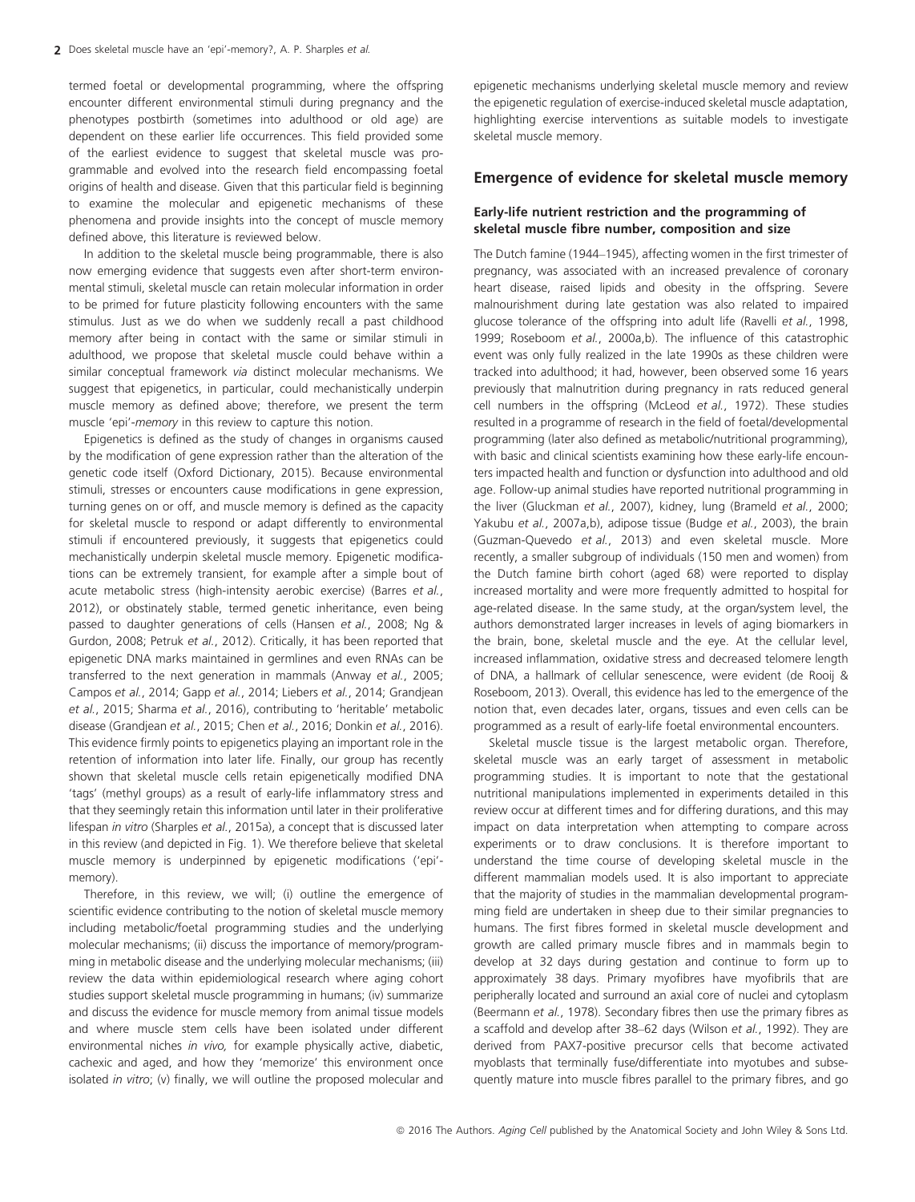termed foetal or developmental programming, where the offspring encounter different environmental stimuli during pregnancy and the phenotypes postbirth (sometimes into adulthood or old age) are dependent on these earlier life occurrences. This field provided some of the earliest evidence to suggest that skeletal muscle was programmable and evolved into the research field encompassing foetal origins of health and disease. Given that this particular field is beginning to examine the molecular and epigenetic mechanisms of these phenomena and provide insights into the concept of muscle memory defined above, this literature is reviewed below.

In addition to the skeletal muscle being programmable, there is also now emerging evidence that suggests even after short-term environmental stimuli, skeletal muscle can retain molecular information in order to be primed for future plasticity following encounters with the same stimulus. Just as we do when we suddenly recall a past childhood memory after being in contact with the same or similar stimuli in adulthood, we propose that skeletal muscle could behave within a similar conceptual framework *via* distinct molecular mechanisms. We suggest that epigenetics, in particular, could mechanistically underpin muscle memory as defined above; therefore, we present the term muscle 'epi'-*memory* in this review to capture this notion.

Epigenetics is defined as the study of changes in organisms caused by the modification of gene expression rather than the alteration of the genetic code itself (Oxford Dictionary, 2015). Because environmental stimuli, stresses or encounters cause modifications in gene expression, turning genes on or off, and muscle memory is defined as the capacity for skeletal muscle to respond or adapt differently to environmental stimuli if encountered previously, it suggests that epigenetics could mechanistically underpin skeletal muscle memory. Epigenetic modifications can be extremely transient, for example after a simple bout of acute metabolic stress (high-intensity aerobic exercise) (Barres *et al.*, 2012), or obstinately stable, termed genetic inheritance, even being passed to daughter generations of cells (Hansen *et al.*, 2008; Ng & Gurdon, 2008; Petruk *et al.*, 2012). Critically, it has been reported that epigenetic DNA marks maintained in germlines and even RNAs can be transferred to the next generation in mammals (Anway *et al.*, 2005; Campos *et al.*, 2014; Gapp *et al.*, 2014; Liebers *et al.*, 2014; Grandjean *et al.*, 2015; Sharma *et al.*, 2016), contributing to 'heritable' metabolic disease (Grandjean *et al.*, 2015; Chen *et al.*, 2016; Donkin *et al.*, 2016). This evidence firmly points to epigenetics playing an important role in the retention of information into later life. Finally, our group has recently shown that skeletal muscle cells retain epigenetically modified DNA 'tags' (methyl groups) as a result of early-life inflammatory stress and that they seemingly retain this information until later in their proliferative lifespan *in vitro* (Sharples *et al.*, 2015a), a concept that is discussed later in this review (and depicted in Fig. 1). We therefore believe that skeletal muscle memory is underpinned by epigenetic modifications ('epi'-memory).

Therefore, in this review, we will; (i) outline the emergence of scientific evidence contributing to the notion of skeletal muscle memory including metabolic/foetal programming studies and the underlying molecular mechanisms; (ii) discuss the importance of memory/programming in metabolic disease and the underlying molecular mechanisms; (iii) review the data within epidemiological research where aging cohort studies support skeletal muscle programming in humans; (iv) summarize and discuss the evidence for muscle memory from animal tissue models and where muscle stem cells have been isolated under different environmental niches *in vivo,* for example physically active, diabetic, cachexic and aged, and how they 'memorize' this environment once isolated *in vitro*; (v) finally, we will outline the proposed molecular and epigenetic mechanisms underlying skeletal muscle memory and review the epigenetic regulation of exercise-induced skeletal muscle adaptation, highlighting exercise interventions as suitable models to investigate skeletal muscle memory.

## Emergence of evidence for skeletal muscle memory

### Early-life nutrient restriction and the programming of skeletal muscle fibre number, composition and size

The Dutch famine (1944–1945), affecting women in the first trimester of pregnancy, was associated with an increased prevalence of coronary heart disease, raised lipids and obesity in the offspring. Severe malnourishment during late gestation was also related to impaired glucose tolerance of the offspring into adult life (Ravelli *et al.*, 1998, 1999; Roseboom *et al.*, 2000a,b). The influence of this catastrophic event was only fully realized in the late 1990s as these children were tracked into adulthood; it had, however, been observed some 16 years previously that malnutrition during pregnancy in rats reduced general cell numbers in the offspring (McLeod *et al.*, 1972). These studies resulted in a programme of research in the field of foetal/developmental programming (later also defined as metabolic/nutritional programming), with basic and clinical scientists examining how these early-life encounters impacted health and function or dysfunction into adulthood and old age. Follow-up animal studies have reported nutritional programming in the liver (Gluckman *et al.*, 2007), kidney, lung (Brameld *et al.*, 2000; Yakubu *et al.*, 2007a,b), adipose tissue (Budge *et al.*, 2003), the brain (Guzman-Quevedo *et al.*, 2013) and even skeletal muscle. More recently, a smaller subgroup of individuals (150 men and women) from the Dutch famine birth cohort (aged 68) were reported to display increased mortality and were more frequently admitted to hospital for age-related disease. In the same study, at the organ/system level, the authors demonstrated larger increases in levels of aging biomarkers in the brain, bone, skeletal muscle and the eye. At the cellular level, increased inflammation, oxidative stress and decreased telomere length of DNA, a hallmark of cellular senescence, were evident (de Rooij & Roseboom, 2013). Overall, this evidence has led to the emergence of the notion that, even decades later, organs, tissues and even cells can be programmed as a result of early-life foetal environmental encounters.

Skeletal muscle tissue is the largest metabolic organ. Therefore, skeletal muscle was an early target of assessment in metabolic programming studies. It is important to note that the gestational nutritional manipulations implemented in experiments detailed in this review occur at different times and for differing durations, and this may impact on data interpretation when attempting to compare across experiments or to draw conclusions. It is therefore important to understand the time course of developing skeletal muscle in the different mammalian models used. It is also important to appreciate that the majority of studies in the mammalian developmental programming field are undertaken in sheep due to their similar pregnancies to humans. The first fibres formed in skeletal muscle development and growth are called primary muscle fibres and in mammals begin to develop at 32 days during gestation and continue to form up to approximately 38 days. Primary myofibres have myofibrils that are peripherally located and surround an axial core of nuclei and cytoplasm (Beermann *et al.*, 1978). Secondary fibres then use the primary fibres as a scaffold and develop after 38–62 days (Wilson *et al.*, 1992). They are derived from PAX7-positive precursor cells that become activated myoblasts that terminally fuse/differentiate into myotubes and subsequently mature into muscle fibres parallel to the primary fibres, and go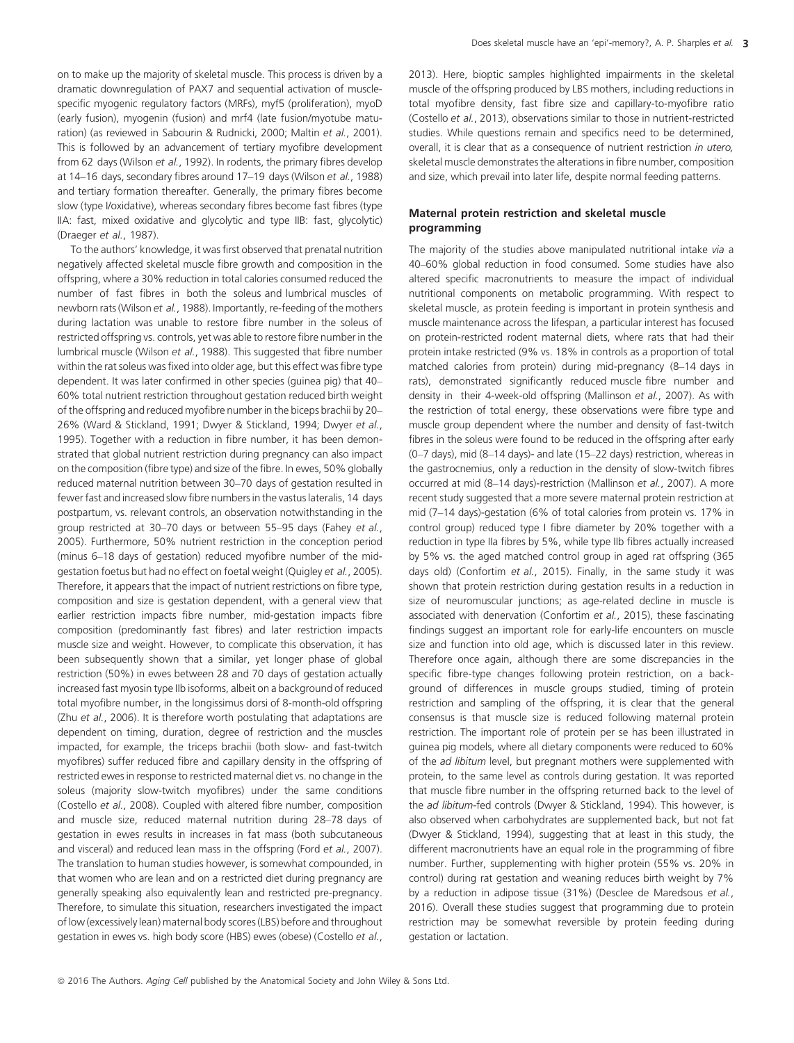on to make up the majority of skeletal muscle. This process is driven by a dramatic downregulation of PAX7 and sequential activation of muscle-specific myogenic regulatory factors (MRFs), myf5 (proliferation), myoD (early fusion), myogenin (fusion) and mrf4 (late fusion/myotube maturation) (as reviewed in Sabourin & Rudnicki, 2000; Maltin *et al.*, 2001). This is followed by an advancement of tertiary myofibre development from 62 days (Wilson *et al.*, 1992). In rodents, the primary fibres develop at 14–16 days, secondary fibres around 17–19 days (Wilson *et al.*, 1988) and tertiary formation thereafter. Generally, the primary fibres become slow (type I/oxidative), whereas secondary fibres become fast fibres (type IIA: fast, mixed oxidative and glycolytic and type IIB: fast, glycolytic) (Draeger *et al.*, 1987).

To the authors' knowledge, it was first observed that prenatal nutrition negatively affected skeletal muscle fibre growth and composition in the offspring, where a 30% reduction in total calories consumed reduced the number of fast fibres in both the soleus and lumbrical muscles of newborn rats (Wilson *et al.*, 1988). Importantly, re-feeding of the mothers during lactation was unable to restore fibre number in the soleus of restricted offspring vs. controls, yet was able to restore fibre number in the lumbrical muscle (Wilson *et al.*, 1988). This suggested that fibre number within the rat soleus was fixed into older age, but this effect was fibre type dependent. It was later confirmed in other species (guinea pig) that 40–60% total nutrient restriction throughout gestation reduced birth weight of the offspring and reduced myofibre number in the biceps brachii by 20–26% (Ward & Stickland, 1991; Dwyer & Stickland, 1994; Dwyer *et al.*, 1995). Together with a reduction in fibre number, it has been demonstrated that global nutrient restriction during pregnancy can also impact on the composition (fibre type) and size of the fibre. In ewes, 50% globally reduced maternal nutrition between 30–70 days of gestation resulted in fewer fast and increased slow fibre numbers in the vastus lateralis, 14 days postpartum, vs. relevant controls, an observation notwithstanding in the group restricted at 30–70 days or between 55–95 days (Fahey *et al.*, 2005). Furthermore, 50% nutrient restriction in the conception period (minus 6–18 days of gestation) reduced myofibre number of the mid-gestation foetus but had no effect on foetal weight (Quigley *et al.*, 2005). Therefore, it appears that the impact of nutrient restrictions on fibre type, composition and size is gestation dependent, with a general view that earlier restriction impacts fibre number, mid-gestation impacts fibre composition (predominantly fast fibres) and later restriction impacts muscle size and weight. However, to complicate this observation, it has been subsequently shown that a similar, yet longer phase of global restriction (50%) in ewes between 28 and 70 days of gestation actually increased fast myosin type IIb isoforms, albeit on a background of reduced total myofibre number, in the longissimus dorsi of 8-month-old offspring (Zhu *et al.*, 2006). It is therefore worth postulating that adaptations are dependent on timing, duration, degree of restriction and the muscles impacted, for example, the triceps brachii (both slow- and fast-twitch myofibres) suffer reduced fibre and capillary density in the offspring of restricted ewes in response to restricted maternal diet vs. no change in the soleus (majority slow-twitch myofibres) under the same conditions (Costello *et al.*, 2008). Coupled with altered fibre number, composition and muscle size, reduced maternal nutrition during 28–78 days of gestation in ewes results in increases in fat mass (both subcutaneous and visceral) and reduced lean mass in the offspring (Ford *et al.*, 2007). The translation to human studies however, is somewhat compounded, in that women who are lean and on a restricted diet during pregnancy are generally speaking also equivalently lean and restricted pre-pregnancy. Therefore, to simulate this situation, researchers investigated the impact of low (excessively lean) maternal body scores (LBS) before and throughout gestation in ewes vs. high body score (HBS) ewes (obese) (Costello *et al.*, 2013). Here, bioptic samples highlighted impairments in the skeletal muscle of the offspring produced by LBS mothers, including reductions in total myofibre density, fast fibre size and capillary-to-myofibre ratio (Costello *et al.*, 2013), observations similar to those in nutrient-restricted studies. While questions remain and specifics need to be determined, overall, it is clear that as a consequence of nutrient restriction *in utero,* skeletal muscle demonstrates the alterations in fibre number, composition and size, which prevail into later life, despite normal feeding patterns.

## Maternal protein restriction and skeletal muscle programming

The majority of the studies above manipulated nutritional intake *via* a 40–60% global reduction in food consumed. Some studies have also altered specific macronutrients to measure the impact of individual nutritional components on metabolic programming. With respect to skeletal muscle, as protein feeding is important in protein synthesis and muscle maintenance across the lifespan, a particular interest has focused on protein-restricted rodent maternal diets, where rats that had their protein intake restricted (9% vs. 18% in controls as a proportion of total matched calories from protein) during mid-pregnancy (8–14 days in rats), demonstrated significantly reduced muscle fibre number and density in their 4-week-old offspring (Mallinson *et al.*, 2007). As with the restriction of total energy, these observations were fibre type and muscle group dependent where the number and density of fast-twitch fibres in the soleus were found to be reduced in the offspring after early (0–7 days), mid (8–14 days)- and late (15–22 days) restriction, whereas in the gastrocnemius, only a reduction in the density of slow-twitch fibres occurred at mid (8–14 days)-restriction (Mallinson *et al.*, 2007). A more recent study suggested that a more severe maternal protein restriction at mid (7–14 days)-gestation (6% of total calories from protein vs. 17% in control group) reduced type I fibre diameter by 20% together with a reduction in type IIa fibres by 5%, while type IIb fibres actually increased by 5% vs. the aged matched control group in aged rat offspring (365 days old) (Confortim *et al.*, 2015). Finally, in the same study it was shown that protein restriction during gestation results in a reduction in size of neuromuscular junctions; as age-related decline in muscle is associated with denervation (Confortim *et al.*, 2015), these fascinating findings suggest an important role for early-life encounters on muscle size and function into old age, which is discussed later in this review. Therefore once again, although there are some discrepancies in the specific fibre-type changes following protein restriction, on a background of differences in muscle groups studied, timing of protein restriction and sampling of the offspring, it is clear that the general consensus is that muscle size is reduced following maternal protein restriction. The important role of protein per se has been illustrated in guinea pig models, where all dietary components were reduced to 60% of the *ad libitum* level, but pregnant mothers were supplemented with protein, to the same level as controls during gestation. It was reported that muscle fibre number in the offspring returned back to the level of the *ad libitum*-fed controls (Dwyer & Stickland, 1994). This however, is also observed when carbohydrates are supplemented back, but not fat (Dwyer & Stickland, 1994), suggesting that at least in this study, the different macronutrients have an equal role in the programming of fibre number. Further, supplementing with higher protein (55% vs. 20% in control) during rat gestation and weaning reduces birth weight by 7% by a reduction in adipose tissue (31%) (Desclee de Maredsous *et al.*, 2016). Overall these studies suggest that programming due to protein restriction may be somewhat reversible by protein feeding during gestation or lactation.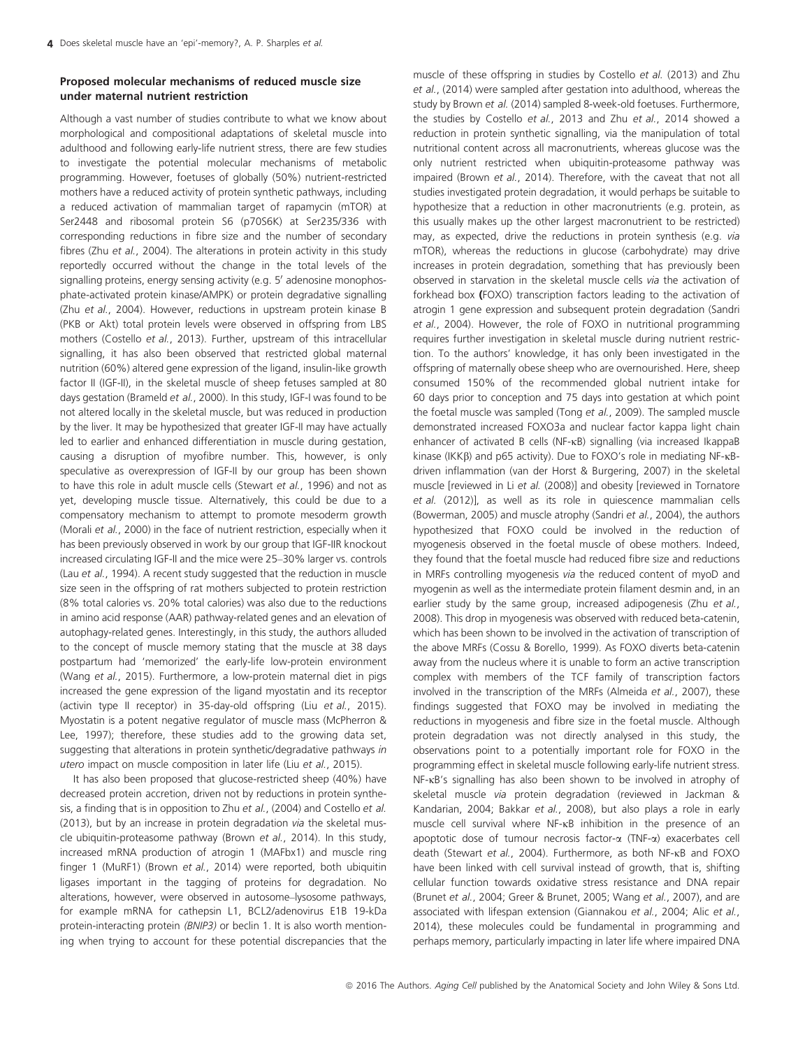### Proposed molecular mechanisms of reduced muscle size under maternal nutrient restriction

Although a vast number of studies contribute to what we know about morphological and compositional adaptations of skeletal muscle into adulthood and following early-life nutrient stress, there are few studies to investigate the potential molecular mechanisms of metabolic programming. However, foetuses of globally (50%) nutrient-restricted mothers have a reduced activity of protein synthetic pathways, including a reduced activation of mammalian target of rapamycin (mTOR) at Ser2448 and ribosomal protein S6 (p70S6K) at Ser235/336 with corresponding reductions in fibre size and the number of secondary fibres (Zhu *et al.*, 2004). The alterations in protein activity in this study reportedly occurred without the change in the total levels of the signalling proteins, energy sensing activity (e.g. 5′ adenosine monophosphate-activated protein kinase/AMPK) or protein degradative signalling (Zhu *et al.*, 2004). However, reductions in upstream protein kinase B (PKB or Akt) total protein levels were observed in offspring from LBS mothers (Costello *et al.*, 2013). Further, upstream of this intracellular signalling, it has also been observed that restricted global maternal nutrition (60%) altered gene expression of the ligand, insulin-like growth factor II (IGF-II), in the skeletal muscle of sheep fetuses sampled at 80 days gestation (Brameld *et al.*, 2000). In this study, IGF-I was found to be not altered locally in the skeletal muscle, but was reduced in production by the liver. It may be hypothesized that greater IGF-II may have actually led to earlier and enhanced differentiation in muscle during gestation, causing a disruption of myofibre number. This, however, is only speculative as overexpression of IGF-II by our group has been shown to have this role in adult muscle cells (Stewart *et al.*, 1996) and not as yet, developing muscle tissue. Alternatively, this could be due to a compensatory mechanism to attempt to promote mesoderm growth (Morali *et al.*, 2000) in the face of nutrient restriction, especially when it has been previously observed in work by our group that IGF-IIR knockout increased circulating IGF-II and the mice were 25–30% larger vs. controls (Lau *et al.*, 1994). A recent study suggested that the reduction in muscle size seen in the offspring of rat mothers subjected to protein restriction (8% total calories vs. 20% total calories) was also due to the reductions in amino acid response (AAR) pathway-related genes and an elevation of autophagy-related genes. Interestingly, in this study, the authors alluded to the concept of muscle memory stating that the muscle at 38 days postpartum had 'memorized' the early-life low-protein environment (Wang *et al.*, 2015). Furthermore, a low-protein maternal diet in pigs increased the gene expression of the ligand myostatin and its receptor (activin type II receptor) in 35-day-old offspring (Liu *et al.*, 2015). Myostatin is a potent negative regulator of muscle mass (McPherron & Lee, 1997); therefore, these studies add to the growing data set, suggesting that alterations in protein synthetic/degradative pathways *in utero* impact on muscle composition in later life (Liu *et al.*, 2015).

It has also been proposed that glucose-restricted sheep (40%) have decreased protein accretion, driven not by reductions in protein synthesis, a finding that is in opposition to Zhu *et al.*, (2004) and Costello *et al.* (2013), but by an increase in protein degradation via the skeletal muscle ubiquitin-proteasome pathway (Brown *et al.*, 2014). In this study, increased mRNA production of atrogin 1 (MAFbx1) and muscle ring finger 1 (MuRF1) (Brown *et al.*, 2014) were reported, both ubiquitin ligases important in the tagging of proteins for degradation. No alterations, however, were observed in autosome–lysosome pathways, for example mRNA for cathepsin L1, BCL2/adenovirus E1B 19-kDa protein-interacting protein *(BNIP3)* or beclin 1. It is also worth mentioning when trying to account for these potential discrepancies that the muscle of these offspring in studies by Costello *et al.* (2013) and Zhu *et al.*, (2014) were sampled after gestation into adulthood, whereas the study by Brown *et al.* (2014) sampled 8-week-old foetuses. Furthermore, the studies by Costello *et al.*, 2013 and Zhu *et al.*, 2014 showed a reduction in protein synthetic signalling, via the manipulation of total nutritional content across all macronutrients, whereas glucose was the only nutrient restricted when ubiquitin-proteasome pathway was impaired (Brown *et al.*, 2014). Therefore, with the caveat that not all studies investigated protein degradation, it would perhaps be suitable to hypothesize that a reduction in other macronutrients (e.g. protein, as this usually makes up the other largest macronutrient to be restricted) may, as expected, drive the reductions in protein synthesis (e.g. *via* mTOR), whereas the reductions in glucose (carbohydrate) may drive increases in protein degradation, something that has previously been observed in starvation in the skeletal muscle cells *via* the activation of forkhead box **(**FOXO) transcription factors leading to the activation of atrogin 1 gene expression and subsequent protein degradation (Sandri *et al.*, 2004). However, the role of FOXO in nutritional programming requires further investigation in skeletal muscle during nutrient restriction. To the authors' knowledge, it has only been investigated in the offspring of maternally obese sheep who are overnourished. Here, sheep consumed 150% of the recommended global nutrient intake for 60 days prior to conception and 75 days into gestation at which point the foetal muscle was sampled (Tong *et al.*, 2009). The sampled muscle demonstrated increased FOXO3a and nuclear factor kappa light chain enhancer of activated B cells (NF-κB) signalling (via increased IkappaB kinase (IKKβ) and p65 activity). Due to FOXO's role in mediating NF-κB-driven inflammation (van der Horst & Burgering, 2007) in the skeletal muscle [reviewed in Li *et al.* (2008)] and obesity [reviewed in Tornatore *et al.* (2012)], as well as its role in quiescence mammalian cells (Bowerman, 2005) and muscle atrophy (Sandri *et al.*, 2004), the authors hypothesized that FOXO could be involved in the reduction of myogenesis observed in the foetal muscle of obese mothers. Indeed, they found that the foetal muscle had reduced fibre size and reductions in MRFs controlling myogenesis *via* the reduced content of myoD and myogenin as well as the intermediate protein filament desmin and, in an earlier study by the same group, increased adipogenesis (Zhu *et al.*, 2008). This drop in myogenesis was observed with reduced beta-catenin, which has been shown to be involved in the activation of transcription of the above MRFs (Cossu & Borello, 1999). As FOXO diverts beta-catenin away from the nucleus where it is unable to form an active transcription complex with members of the TCF family of transcription factors involved in the transcription of the MRFs (Almeida *et al.*, 2007), these findings suggested that FOXO may be involved in mediating the reductions in myogenesis and fibre size in the foetal muscle. Although protein degradation was not directly analysed in this study, the observations point to a potentially important role for FOXO in the programming effect in skeletal muscle following early-life nutrient stress. NF-κB's signalling has also been shown to be involved in atrophy of skeletal muscle *via* protein degradation (reviewed in Jackman & Kandarian, 2004; Bakkar *et al.*, 2008), but also plays a role in early muscle cell survival where NF-κB inhibition in the presence of an apoptotic dose of tumour necrosis factor-α (TNF-α) exacerbates cell death (Stewart *et al.*, 2004). Furthermore, as both NF-κB and FOXO have been linked with cell survival instead of growth, that is, shifting cellular function towards oxidative stress resistance and DNA repair (Brunet *et al.*, 2004; Greer & Brunet, 2005; Wang *et al.*, 2007), and are associated with lifespan extension (Giannakou *et al.*, 2004; Alic *et al.*, 2014), these molecules could be fundamental in programming and perhaps memory, particularly impacting in later life where impaired DNA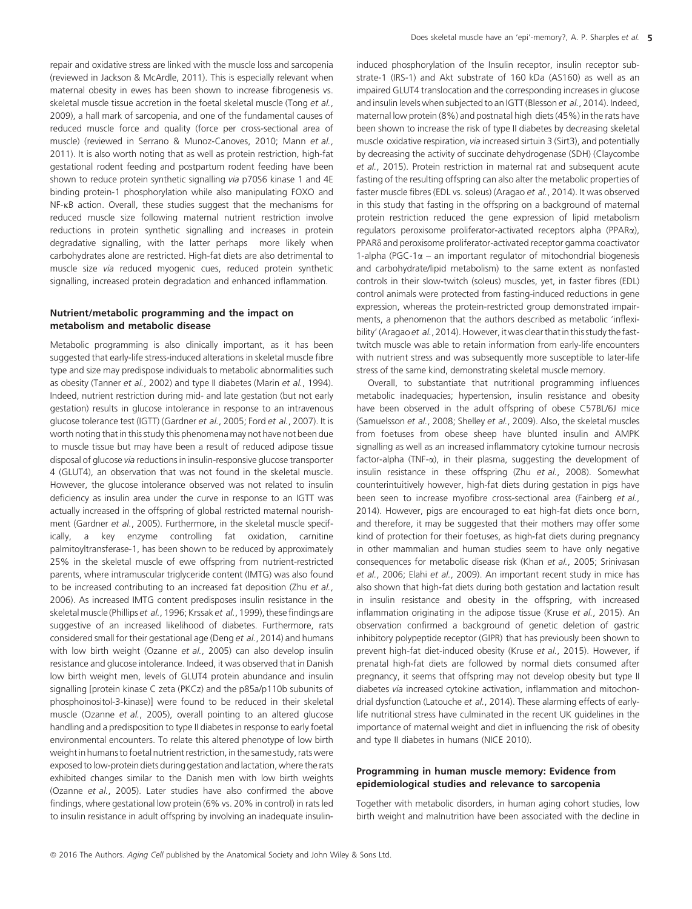repair and oxidative stress are linked with the muscle loss and sarcopenia (reviewed in Jackson & McArdle, 2011). This is especially relevant when maternal obesity in ewes has been shown to increase fibrogenesis vs. skeletal muscle tissue accretion in the foetal skeletal muscle (Tong *et al.*, 2009), a hall mark of sarcopenia, and one of the fundamental causes of reduced muscle force and quality (force per cross-sectional area of muscle) (reviewed in Serrano & Munoz-Canoves, 2010; Mann *et al.*, 2011). It is also worth noting that as well as protein restriction, high-fat gestational rodent feeding and postpartum rodent feeding have been shown to reduce protein synthetic signalling *via* p70S6 kinase 1 and 4E binding protein-1 phosphorylation while also manipulating FOXO and NF-κB action. Overall, these studies suggest that the mechanisms for reduced muscle size following maternal nutrient restriction involve reductions in protein synthetic signalling and increases in protein degradative signalling, with the latter perhaps more likely when carbohydrates alone are restricted. High-fat diets are also detrimental to muscle size *via* reduced myogenic cues, reduced protein synthetic signalling, increased protein degradation and enhanced inflammation.

### Nutrient/metabolic programming and the impact on metabolism and metabolic disease

Metabolic programming is also clinically important, as it has been suggested that early-life stress-induced alterations in skeletal muscle fibre type and size may predispose individuals to metabolic abnormalities such as obesity (Tanner *et al.*, 2002) and type II diabetes (Marin *et al.*, 1994). Indeed, nutrient restriction during mid- and late gestation (but not early gestation) results in glucose intolerance in response to an intravenous glucose tolerance test (IGTT) (Gardner *et al.*, 2005; Ford *et al.*, 2007). It is worth noting that in this study this phenomena may not have not been due to muscle tissue but may have been a result of reduced adipose tissue disposal of glucose *via* reductions in insulin-responsive glucose transporter 4 (GLUT4), an observation that was not found in the skeletal muscle. However, the glucose intolerance observed was not related to insulin deficiency as insulin area under the curve in response to an IGTT was actually increased in the offspring of global restricted maternal nourishment (Gardner *et al.*, 2005). Furthermore, in the skeletal muscle specifically, a key enzyme controlling fat oxidation, carnitine palmitoyltransferase-1, has been shown to be reduced by approximately 25% in the skeletal muscle of ewe offspring from nutrient-restricted parents, where intramuscular triglyceride content (IMTG) was also found to be increased contributing to an increased fat deposition (Zhu *et al.*, 2006). As increased IMTG content predisposes insulin resistance in the skeletal muscle (Phillips *et al.*, 1996; Krssak *et al.*, 1999), these findings are suggestive of an increased likelihood of diabetes. Furthermore, rats considered small for their gestational age (Deng *et al.*, 2014) and humans with low birth weight (Ozanne *et al.*, 2005) can also develop insulin resistance and glucose intolerance. Indeed, it was observed that in Danish low birth weight men, levels of GLUT4 protein abundance and insulin signalling [protein kinase C zeta (PKCz) and the p85a/p110b subunits of phosphoinositol-3-kinase)] were found to be reduced in their skeletal muscle (Ozanne *et al.*, 2005), overall pointing to an altered glucose handling and a predisposition to type II diabetes in response to early foetal environmental encounters. To relate this altered phenotype of low birth weight in humans to foetal nutrient restriction, in the same study, rats were exposed to low-protein diets during gestation and lactation, where the rats exhibited changes similar to the Danish men with low birth weights (Ozanne *et al.*, 2005). Later studies have also confirmed the above findings, where gestational low protein (6% vs. 20% in control) in rats led to insulin resistance in adult offspring by involving an inadequate insulin-induced phosphorylation of the Insulin receptor, insulin receptor substrate-1 (IRS-1) and Akt substrate of 160 kDa (AS160) as well as an impaired GLUT4 translocation and the corresponding increases in glucose and insulin levels when subjected to an IGTT (Blesson *et al.*, 2014). Indeed, maternal low protein (8%) and postnatal high diets (45%) in the rats have been shown to increase the risk of type II diabetes by decreasing skeletal muscle oxidative respiration, *via* increased sirtuin 3 (Sirt3), and potentially by decreasing the activity of succinate dehydrogenase (SDH) (Claycombe *et al.*, 2015). Protein restriction in maternal rat and subsequent acute fasting of the resulting offspring can also alter the metabolic properties of faster muscle fibres (EDL vs. soleus) (Aragao *et al.*, 2014). It was observed in this study that fasting in the offspring on a background of maternal protein restriction reduced the gene expression of lipid metabolism regulators peroxisome proliferator-activated receptors alpha (PPARα), PPARδ and peroxisome proliferator-activated receptor gamma coactivator 1-alpha (PGC-1α – an important regulator of mitochondrial biogenesis and carbohydrate/lipid metabolism) to the same extent as nonfasted controls in their slow-twitch (soleus) muscles, yet, in faster fibres (EDL) control animals were protected from fasting-induced reductions in gene expression, whereas the protein-restricted group demonstrated impairments, a phenomenon that the authors described as metabolic 'inflexibility' (Aragao *et al.*, 2014). However, it was clear that in this study the fast-twitch muscle was able to retain information from early-life encounters with nutrient stress and was subsequently more susceptible to later-life stress of the same kind, demonstrating skeletal muscle memory.

Overall, to substantiate that nutritional programming influences metabolic inadequacies; hypertension, insulin resistance and obesity have been observed in the adult offspring of obese C57BL/6J mice (Samuelsson *et al.*, 2008; Shelley *et al.*, 2009). Also, the skeletal muscles from foetuses from obese sheep have blunted insulin and AMPK signalling as well as an increased inflammatory cytokine tumour necrosis factor-alpha (TNF-α), in their plasma, suggesting the development of insulin resistance in these offspring (Zhu *et al.*, 2008). Somewhat counterintuitively however, high-fat diets during gestation in pigs have been seen to increase myofibre cross-sectional area (Fainberg *et al.*, 2014). However, pigs are encouraged to eat high-fat diets once born, and therefore, it may be suggested that their mothers may offer some kind of protection for their foetuses, as high-fat diets during pregnancy in other mammalian and human studies seem to have only negative consequences for metabolic disease risk (Khan *et al.*, 2005; Srinivasan *et al.*, 2006; Elahi *et al.*, 2009). An important recent study in mice has also shown that high-fat diets during both gestation and lactation result in insulin resistance and obesity in the offspring, with increased inflammation originating in the adipose tissue (Kruse *et al.*, 2015). An observation confirmed a background of genetic deletion of gastric inhibitory polypeptide receptor (GIPR) that has previously been shown to prevent high-fat diet-induced obesity (Kruse *et al.*, 2015). However, if prenatal high-fat diets are followed by normal diets consumed after pregnancy, it seems that offspring may not develop obesity but type II diabetes *via* increased cytokine activation, inflammation and mitochondrial dysfunction (Latouche *et al.*, 2014). These alarming effects of early-life nutritional stress have culminated in the recent UK guidelines in the importance of maternal weight and diet in influencing the risk of obesity and type II diabetes in humans (NICE 2010).

### Programming in human muscle memory: Evidence from epidemiological studies and relevance to sarcopenia

Together with metabolic disorders, in human aging cohort studies, low birth weight and malnutrition have been associated with the decline in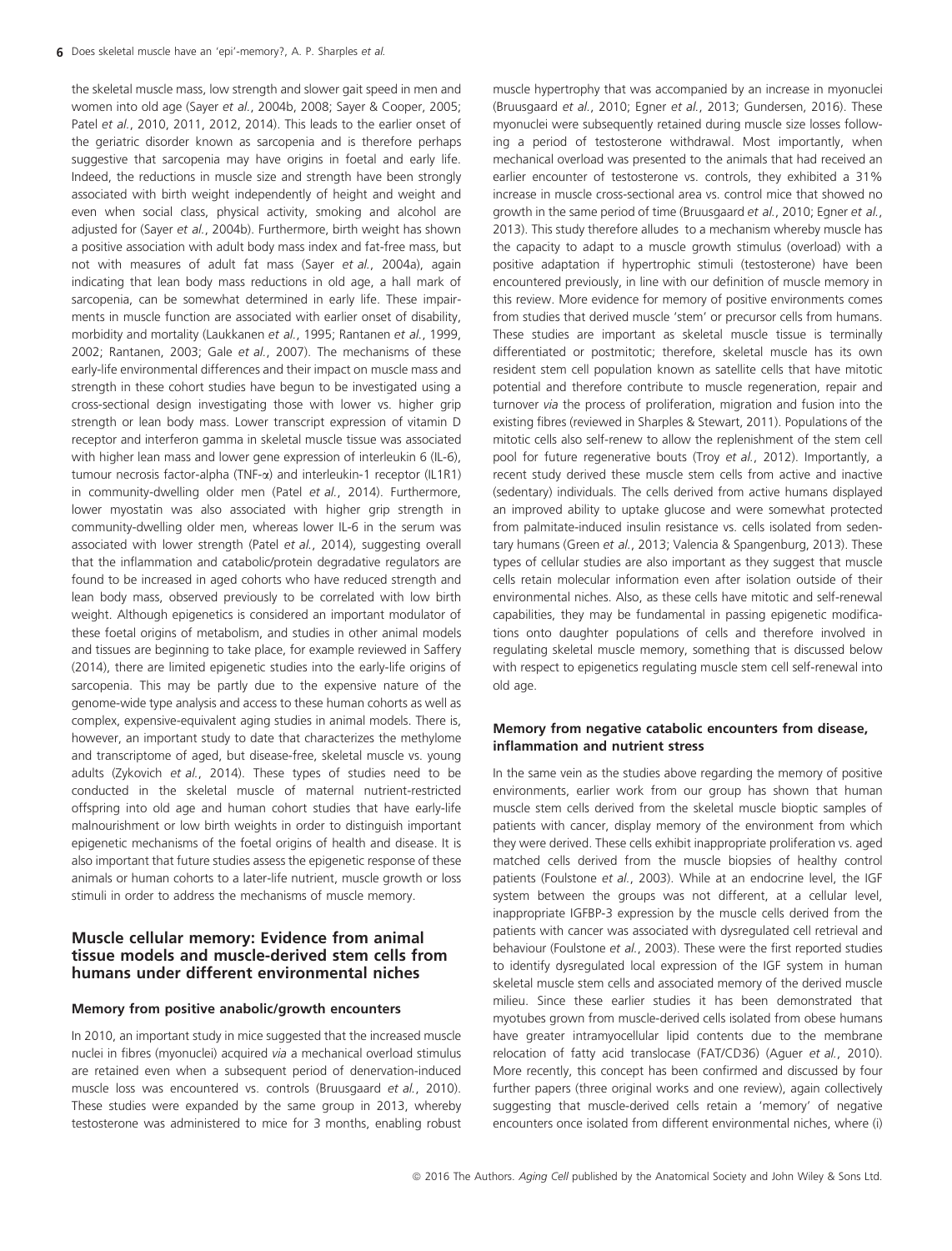the skeletal muscle mass, low strength and slower gait speed in men and women into old age (Sayer *et al.*, 2004b, 2008; Sayer & Cooper, 2005; Patel *et al.*, 2010, 2011, 2012, 2014). This leads to the earlier onset of the geriatric disorder known as sarcopenia and is therefore perhaps suggestive that sarcopenia may have origins in foetal and early life. Indeed, the reductions in muscle size and strength have been strongly associated with birth weight independently of height and weight and even when social class, physical activity, smoking and alcohol are adjusted for (Sayer *et al.*, 2004b). Furthermore, birth weight has shown a positive association with adult body mass index and fat-free mass, but not with measures of adult fat mass (Sayer *et al.*, 2004a), again indicating that lean body mass reductions in old age, a hall mark of sarcopenia, can be somewhat determined in early life. These impairments in muscle function are associated with earlier onset of disability, morbidity and mortality (Laukkanen *et al.*, 1995; Rantanen *et al.*, 1999, 2002; Rantanen, 2003; Gale *et al.*, 2007). The mechanisms of these early-life environmental differences and their impact on muscle mass and strength in these cohort studies have begun to be investigated using a cross-sectional design investigating those with lower vs. higher grip strength or lean body mass. Lower transcript expression of vitamin D receptor and interferon gamma in skeletal muscle tissue was associated with higher lean mass and lower gene expression of interleukin 6 (IL-6), tumour necrosis factor-alpha (TNF-α) and interleukin-1 receptor (IL1R1) in community-dwelling older men (Patel *et al.*, 2014). Furthermore, lower myostatin was also associated with higher grip strength in community-dwelling older men, whereas lower IL-6 in the serum was associated with lower strength (Patel *et al.*, 2014), suggesting overall that the inflammation and catabolic/protein degradative regulators are found to be increased in aged cohorts who have reduced strength and lean body mass, observed previously to be correlated with low birth weight. Although epigenetics is considered an important modulator of these foetal origins of metabolism, and studies in other animal models and tissues are beginning to take place, for example reviewed in Saffery (2014), there are limited epigenetic studies into the early-life origins of sarcopenia. This may be partly due to the expensive nature of the genome-wide type analysis and access to these human cohorts as well as complex, expensive-equivalent aging studies in animal models. There is, however, an important study to date that characterizes the methylome and transcriptome of aged, but disease-free, skeletal muscle vs. young adults (Zykovich *et al.*, 2014). These types of studies need to be conducted in the skeletal muscle of maternal nutrient-restricted offspring into old age and human cohort studies that have early-life malnourishment or low birth weights in order to distinguish important epigenetic mechanisms of the foetal origins of health and disease. It is also important that future studies assess the epigenetic response of these animals or human cohorts to a later-life nutrient, muscle growth or loss stimuli in order to address the mechanisms of muscle memory.

## Muscle cellular memory: Evidence from animal tissue models and muscle-derived stem cells from humans under different environmental niches

### Memory from positive anabolic/growth encounters

In 2010, an important study in mice suggested that the increased muscle nuclei in fibres (myonuclei) acquired *via* a mechanical overload stimulus are retained even when a subsequent period of denervation-induced muscle loss was encountered vs. controls (Bruusgaard *et al.*, 2010). These studies were expanded by the same group in 2013, whereby testosterone was administered to mice for 3 months, enabling robust muscle hypertrophy that was accompanied by an increase in myonuclei (Bruusgaard *et al.*, 2010; Egner *et al.*, 2013; Gundersen, 2016). These myonuclei were subsequently retained during muscle size losses following a period of testosterone withdrawal. Most importantly, when mechanical overload was presented to the animals that had received an earlier encounter of testosterone vs. controls, they exhibited a 31% increase in muscle cross-sectional area vs. control mice that showed no growth in the same period of time (Bruusgaard *et al.*, 2010; Egner *et al.*, 2013). This study therefore alludes to a mechanism whereby muscle has the capacity to adapt to a muscle growth stimulus (overload) with a positive adaptation if hypertrophic stimuli (testosterone) have been encountered previously, in line with our definition of muscle memory in this review. More evidence for memory of positive environments comes from studies that derived muscle 'stem' or precursor cells from humans. These studies are important as skeletal muscle tissue is terminally differentiated or postmitotic; therefore, skeletal muscle has its own resident stem cell population known as satellite cells that have mitotic potential and therefore contribute to muscle regeneration, repair and turnover *via* the process of proliferation, migration and fusion into the existing fibres (reviewed in Sharples & Stewart, 2011). Populations of the mitotic cells also self-renew to allow the replenishment of the stem cell pool for future regenerative bouts (Troy *et al.*, 2012). Importantly, a recent study derived these muscle stem cells from active and inactive (sedentary) individuals. The cells derived from active humans displayed an improved ability to uptake glucose and were somewhat protected from palmitate-induced insulin resistance vs. cells isolated from sedentary humans (Green *et al.*, 2013; Valencia & Spangenburg, 2013). These types of cellular studies are also important as they suggest that muscle cells retain molecular information even after isolation outside of their environmental niches. Also, as these cells have mitotic and self-renewal capabilities, they may be fundamental in passing epigenetic modifications onto daughter populations of cells and therefore involved in regulating skeletal muscle memory, something that is discussed below with respect to epigenetics regulating muscle stem cell self-renewal into old age.

### Memory from negative catabolic encounters from disease, inflammation and nutrient stress

In the same vein as the studies above regarding the memory of positive environments, earlier work from our group has shown that human muscle stem cells derived from the skeletal muscle bioptic samples of patients with cancer, display memory of the environment from which they were derived. These cells exhibit inappropriate proliferation vs. aged matched cells derived from the muscle biopsies of healthy control patients (Foulstone *et al.*, 2003). While at an endocrine level, the IGF system between the groups was not different, at a cellular level, inappropriate IGFBP-3 expression by the muscle cells derived from the patients with cancer was associated with dysregulated cell retrieval and behaviour (Foulstone *et al.*, 2003). These were the first reported studies to identify dysregulated local expression of the IGF system in human skeletal muscle stem cells and associated memory of the derived muscle milieu. Since these earlier studies it has been demonstrated that myotubes grown from muscle-derived cells isolated from obese humans have greater intramyocellular lipid contents due to the membrane relocation of fatty acid translocase (FAT/CD36) (Aguer *et al.*, 2010). More recently, this concept has been confirmed and discussed by four further papers (three original works and one review), again collectively suggesting that muscle-derived cells retain a 'memory' of negative encounters once isolated from different environmental niches, where (i)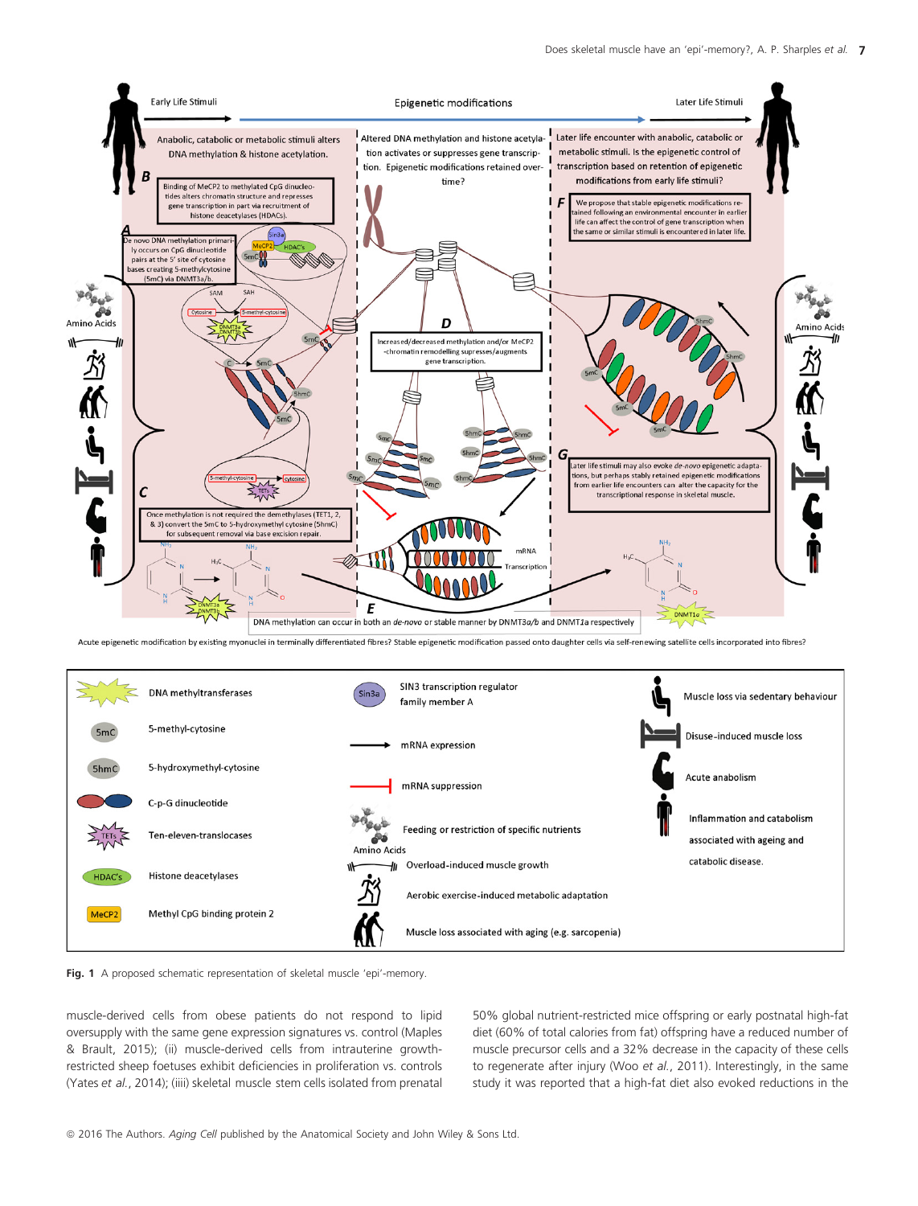**Fig. 1** A proposed schematic representation of skeletal muscle 'epi'-memory.

muscle-derived cells from obese patients do not respond to lipid oversupply with the same gene expression signatures vs. control (Maples & Brault, 2015); (ii) muscle-derived cells from intrauterine growth-restricted sheep foetuses exhibit deficiencies in proliferation vs. controls (Yates *et al.*, 2014); (iii) skeletal muscle stem cells isolated from prenatal 50% global nutrient-restricted mice offspring or early postnatal high-fat diet (60% of total calories from fat) offspring have a reduced number of muscle precursor cells and a 32% decrease in the capacity of these cells to regenerate after injury (Woo *et al.*, 2011). Interestingly, in the same study it was reported that a high-fat diet also evoked reductions in the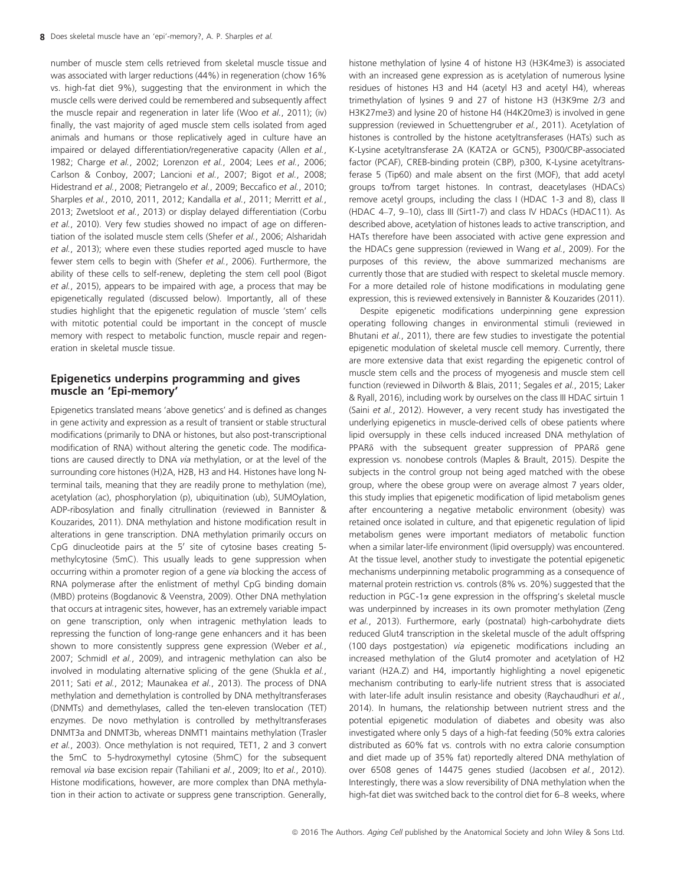number of muscle stem cells retrieved from skeletal muscle tissue and was associated with larger reductions (44%) in regeneration (chow 16% vs. high-fat diet 9%), suggesting that the environment in which the muscle cells were derived could be remembered and subsequently affect the muscle repair and regeneration in later life (Woo *et al.*, 2011); (iv) finally, the vast majority of aged muscle stem cells isolated from aged animals and humans or those replicatively aged in culture have an impaired or delayed differentiation/regenerative capacity (Allen *et al.*, 1982; Charge *et al.*, 2002; Lorenzon *et al.*, 2004; Lees *et al.*, 2006; Carlson & Conboy, 2007; Lancioni *et al.*, 2007; Bigot *et al.*, 2008; Hidestrand *et al.*, 2008; Pietrangelo *et al.*, 2009; Beccafico *et al.*, 2010; Sharples *et al.*, 2010, 2011, 2012; Kandalla *et al.*, 2011; Merritt *et al.*, 2013; Zwetsloot *et al.*, 2013) or display delayed differentiation (Corbu *et al.*, 2010). Very few studies showed no impact of age on differentiation of the isolated muscle stem cells (Shefer *et al.*, 2006; Alsharidah *et al.*, 2013); where even these studies reported aged muscle to have fewer stem cells to begin with (Shefer *et al.*, 2006). Furthermore, the ability of these cells to self-renew, depleting the stem cell pool (Bigot *et al.*, 2015), appears to be impaired with age, a process that may be epigenetically regulated (discussed below). Importantly, all of these studies highlight that the epigenetic regulation of muscle 'stem' cells with mitotic potential could be important in the concept of muscle memory with respect to metabolic function, muscle repair and regeneration in skeletal muscle tissue.

## Epigenetics underpins programming and gives muscle an 'Epi-memory'

Epigenetics translated means 'above genetics' and is defined as changes in gene activity and expression as a result of transient or stable structural modifications (primarily to DNA or histones, but also post-transcriptional modification of RNA) without altering the genetic code. The modifications are caused directly to DNA *via* methylation, or at the level of the surrounding core histones (H)2A, H2B, H3 and H4. Histones have long N-terminal tails, meaning that they are readily prone to methylation (me), acetylation (ac), phosphorylation (p), ubiquitination (ub), SUMOylation, ADP-ribosylation and finally citrullination (reviewed in Bannister & Kouzarides, 2011). DNA methylation and histone modification result in alterations in gene transcription. DNA methylation primarily occurs on CpG dinucleotide pairs at the 5′ site of cytosine bases creating 5-methylcytosine (5mC). This usually leads to gene suppression when occurring within a promoter region of a gene *via* blocking the access of RNA polymerase after the enlistment of methyl CpG binding domain (MBD) proteins (Bogdanovic & Veenstra, 2009). Other DNA methylation that occurs at intragenic sites, however, has an extremely variable impact on gene transcription, only when intragenic methylation leads to repressing the function of long-range gene enhancers and it has been shown to more consistently suppress gene expression (Weber *et al.*, 2007; Schmidl *et al.*, 2009), and intragenic methylation can also be involved in modulating alternative splicing of the gene (Shukla *et al.*, 2011; Sati *et al.*, 2012; Maunakea *et al.*, 2013). The process of DNA methylation and demethylation is controlled by DNA methyltransferases (DNMTs) and demethylases, called the ten-eleven translocation (TET) enzymes. De novo methylation is controlled by methyltransferases DNMT3a and DNMT3b, whereas DNMT1 maintains methylation (Trasler *et al.*, 2003). Once methylation is not required, TET1, 2 and 3 convert the 5mC to 5-hydroxymethyl cytosine (5hmC) for the subsequent removal *via* base excision repair (Tahiliani *et al.*, 2009; Ito *et al.*, 2010). Histone modifications, however, are more complex than DNA methylation in their action to activate or suppress gene transcription. Generally, histone methylation of lysine 4 of histone H3 (H3K4me3) is associated with an increased gene expression as is acetylation of numerous lysine residues of histones H3 and H4 (acetyl H3 and acetyl H4), whereas trimethylation of lysines 9 and 27 of histone H3 (H3K9me 2/3 and H3K27me3) and lysine 20 of histone H4 (H4K20me3) is involved in gene suppression (reviewed in Schuettengruber *et al.*, 2011). Acetylation of histones is controlled by the histone acetyltransferases (HATs) such as K-Lysine acetyltransferase 2A (KAT2A or GCN5), P300/CBP-associated factor (PCAF), CREB-binding protein (CBP), p300, K-Lysine acetyltransferase 5 (Tip60) and male absent on the first (MOF), that add acetyl groups to/from target histones. In contrast, deacetylases (HDACs) remove acetyl groups, including the class I (HDAC 1-3 and 8), class II (HDAC 4–7, 9–10), class III (Sirt1-7) and class IV HDACs (HDAC11). As described above, acetylation of histones leads to active transcription, and HATs therefore have been associated with active gene expression and the HDACs gene suppression (reviewed in Wang *et al.*, 2009). For the purposes of this review, the above summarized mechanisms are currently those that are studied with respect to skeletal muscle memory. For a more detailed role of histone modifications in modulating gene expression, this is reviewed extensively in Bannister & Kouzarides (2011).

Despite epigenetic modifications underpinning gene expression operating following changes in environmental stimuli (reviewed in Bhutani *et al.*, 2011), there are few studies to investigate the potential epigenetic modulation of skeletal muscle cell memory. Currently, there are more extensive data that exist regarding the epigenetic control of muscle stem cells and the process of myogenesis and muscle stem cell function (reviewed in Dilworth & Blais, 2011; Segales *et al.*, 2015; Laker & Ryall, 2016), including work by ourselves on the class III HDAC sirtuin 1 (Saini *et al.*, 2012). However, a very recent study has investigated the underlying epigenetics in muscle-derived cells of obese patients where lipid oversupply in these cells induced increased DNA methylation of PPARδ with the subsequent greater suppression of PPARδ gene expression vs. nonobese controls (Maples & Brault, 2015). Despite the subjects in the control group not being aged matched with the obese group, where the obese group were on average almost 7 years older, this study implies that epigenetic modification of lipid metabolism genes after encountering a negative metabolic environment (obesity) was retained once isolated in culture, and that epigenetic regulation of lipid metabolism genes were important mediators of metabolic function when a similar later-life environment (lipid oversupply) was encountered. At the tissue level, another study to investigate the potential epigenetic mechanisms underpinning metabolic programming as a consequence of maternal protein restriction vs. controls (8% vs. 20%) suggested that the reduction in PGC-1α gene expression in the offspring's skeletal muscle was underpinned by increases in its own promoter methylation (Zeng *et al.*, 2013). Furthermore, early (postnatal) high-carbohydrate diets reduced Glut4 transcription in the skeletal muscle of the adult offspring (100 days postgestation) *via* epigenetic modifications including an increased methylation of the Glut4 promoter and acetylation of H2 variant (H2A.Z) and H4, importantly highlighting a novel epigenetic mechanism contributing to early-life nutrient stress that is associated with later-life adult insulin resistance and obesity (Raychaudhuri *et al.*, 2014). In humans, the relationship between nutrient stress and the potential epigenetic modulation of diabetes and obesity was also investigated where only 5 days of a high-fat feeding (50% extra calories distributed as 60% fat vs. controls with no extra calorie consumption and diet made up of 35% fat) reportedly altered DNA methylation of over 6508 genes of 14475 genes studied (Jacobsen *et al.*, 2012). Interestingly, there was a slow reversibility of DNA methylation when the high-fat diet was switched back to the control diet for 6–8 weeks, where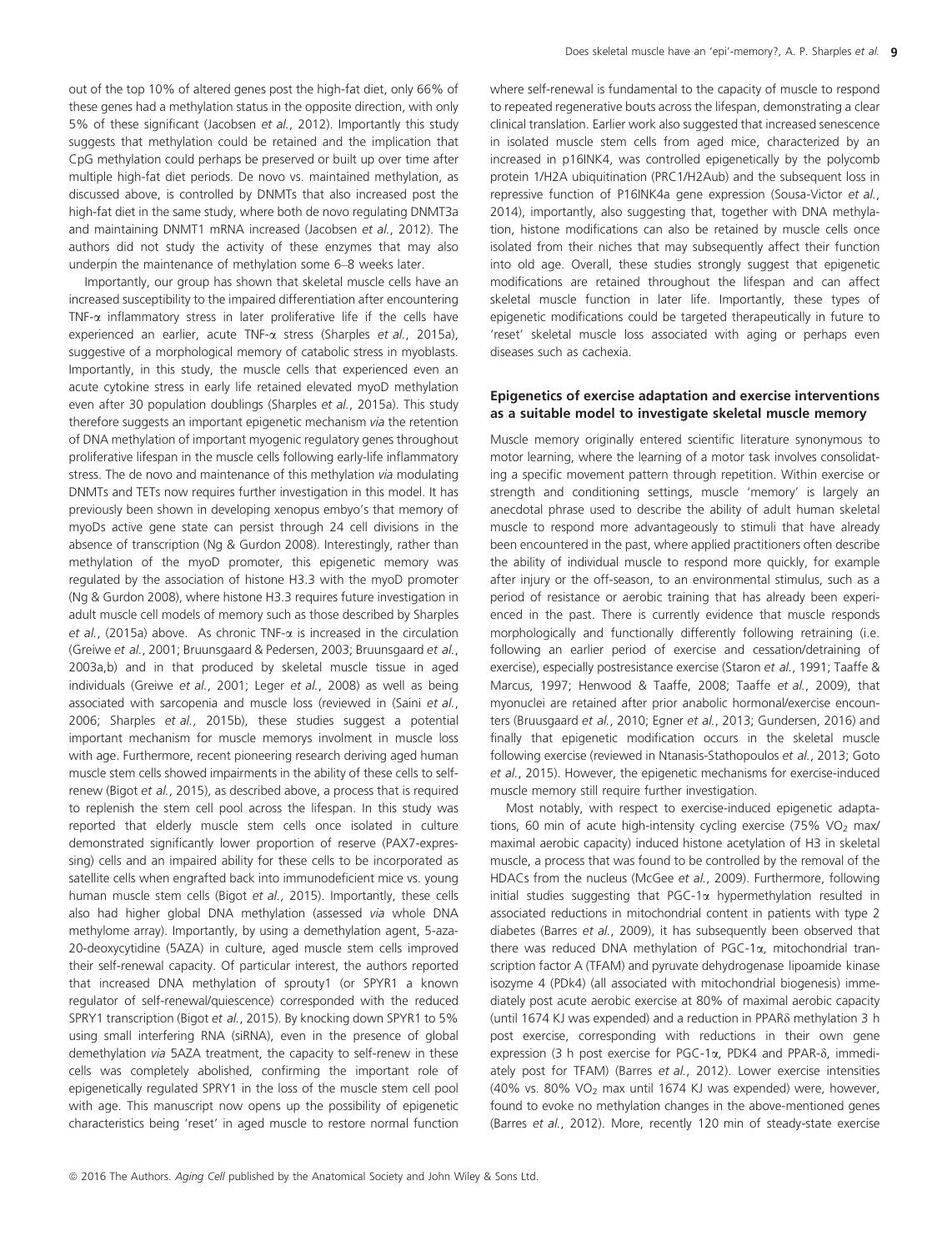out of the top 10% of altered genes post the high-fat diet, only 66% of these genes had a methylation status in the opposite direction, with only 5% of these significant (Jacobsen *et al.*, 2012). Importantly this study suggests that methylation could be retained and the implication that CpG methylation could perhaps be preserved or built up over time after multiple high-fat diet periods. De novo vs. maintained methylation, as discussed above, is controlled by DNMTs that also increased post the high-fat diet in the same study, where both de novo regulating DNMT3a and maintaining DNMT1 mRNA increased (Jacobsen *et al.*, 2012). The authors did not study the activity of these enzymes that may also underpin the maintenance of methylation some 6–8 weeks later.

Importantly, our group has shown that skeletal muscle cells have an increased susceptibility to the impaired differentiation after encountering TNF-$\alpha$ inflammatory stress in later proliferative life if the cells have experienced an earlier, acute TNF-$\alpha$ stress (Sharples *et al.*, 2015a), suggestive of a morphological memory of catabolic stress in myoblasts. Importantly, in this study, the muscle cells that experienced even an acute cytokine stress in early life retained elevated myoD methylation even after 30 population doublings (Sharples *et al.*, 2015a). This study therefore suggests an important epigenetic mechanism *via* the retention of DNA methylation of important myogenic regulatory genes throughout proliferative lifespan in the muscle cells following early-life inflammatory stress. The de novo and maintenance of this methylation *via* modulating DNMTs and TETs now requires further investigation in this model. It has previously been shown in developing xenopus embyo's that memory of myoDs active gene state can persist through 24 cell divisions in the absence of transcription (Ng & Gurdon 2008). Interestingly, rather than methylation of the myoD promoter, this epigenetic memory was regulated by the association of histone H3.3 with the myoD promoter (Ng & Gurdon 2008), where histone H3.3 requires future investigation in adult muscle cell models of memory such as those described by Sharples *et al.*, (2015a) above. As chronic TNF-$\alpha$ is increased in the circulation (Greiwe *et al.*, 2001; Bruunsgaard & Pedersen, 2003; Bruunsgaard *et al.*, 2003a,b) and in that produced by skeletal muscle tissue in aged individuals (Greiwe *et al.*, 2001; Leger *et al.*, 2008) as well as being associated with sarcopenia and muscle loss (reviewed in (Saini *et al.*, 2006; Sharples *et al.*, 2015b), these studies suggest a potential important mechanism for muscle memorys involment in muscle loss with age. Furthermore, recent pioneering research deriving aged human muscle stem cells showed impairments in the ability of these cells to self-renew (Bigot *et al.*, 2015), as described above, a process that is required to replenish the stem cell pool across the lifespan. In this study was reported that elderly muscle stem cells once isolated in culture demonstrated significantly lower proportion of reserve (PAX7-expressing) cells and an impaired ability for these cells to be incorporated as satellite cells when engrafted back into immunodeficient mice vs. young human muscle stem cells (Bigot *et al.*, 2015). Importantly, these cells also had higher global DNA methylation (assessed *via* whole DNA methylome array). Importantly, by using a demethylation agent, 5-aza-20-deoxycytidine (5AZA) in culture, aged muscle stem cells improved their self-renewal capacity. Of particular interest, the authors reported that increased DNA methylation of sprouty1 (or SPYR1 a known regulator of self-renewal/quiescence) corresponded with the reduced SPRY1 transcription (Bigot *et al.*, 2015). By knocking down SPYR1 to 5% using small interfering RNA (siRNA), even in the presence of global demethylation *via* 5AZA treatment, the capacity to self-renew in these cells was completely abolished, confirming the important role of epigenetically regulated SPRY1 in the loss of the muscle stem cell pool with age. This manuscript now opens up the possibility of epigenetic characteristics being 'reset' in aged muscle to restore normal function where self-renewal is fundamental to the capacity of muscle to respond to repeated regenerative bouts across the lifespan, demonstrating a clear clinical translation. Earlier work also suggested that increased senescence in isolated muscle stem cells from aged mice, characterized by an increased in p16INK4, was controlled epigenetically by the polycomb protein 1/H2A ubiquitination (PRC1/H2Aub) and the subsequent loss in repressive function of P16INK4a gene expression (Sousa-Victor *et al.*, 2014), importantly, also suggesting that, together with DNA methylation, histone modifications can also be retained by muscle cells once isolated from their niches that may subsequently affect their function into old age. Overall, these studies strongly suggest that epigenetic modifications are retained throughout the lifespan and can affect skeletal muscle function in later life. Importantly, these types of epigenetic modifications could be targeted therapeutically in future to 'reset' skeletal muscle loss associated with aging or perhaps even diseases such as cachexia.

### Epigenetics of exercise adaptation and exercise interventions as a suitable model to investigate skeletal muscle memory

Muscle memory originally entered scientific literature synonymous to motor learning, where the learning of a motor task involves consolidating a specific movement pattern through repetition. Within exercise or strength and conditioning settings, muscle 'memory' is largely an anecdotal phrase used to describe the ability of adult human skeletal muscle to respond more advantageously to stimuli that have already been encountered in the past, where applied practitioners often describe the ability of individual muscle to respond more quickly, for example after injury or the off-season, to an environmental stimulus, such as a period of resistance or aerobic training that has already been experienced in the past. There is currently evidence that muscle responds morphologically and functionally differently following retraining (i.e. following an earlier period of exercise and cessation/detraining of exercise), especially postresistance exercise (Staron *et al.*, 1991; Taaffe & Marcus, 1997; Henwood & Taaffe, 2008; Taaffe *et al.*, 2009), that myonuclei are retained after prior anabolic hormonal/exercise encounters (Bruusgaard *et al.*, 2010; Egner *et al.*, 2013; Gundersen, 2016) and finally that epigenetic modification occurs in the skeletal muscle following exercise (reviewed in Ntanasis-Stathopoulos *et al.*, 2013; Goto *et al.*, 2015). However, the epigenetic mechanisms for exercise-induced muscle memory still require further investigation.

Most notably, with respect to exercise-induced epigenetic adaptations, 60 min of acute high-intensity cycling exercise (75% $VO_2$ max/maximal aerobic capacity) induced histone acetylation of H3 in skeletal muscle, a process that was found to be controlled by the removal of the HDACs from the nucleus (McGee *et al.*, 2009). Furthermore, following initial studies suggesting that PGC-1$\alpha$ hypermethylation resulted in associated reductions in mitochondrial content in patients with type 2 diabetes (Barres *et al.*, 2009), it has subsequently been observed that there was reduced DNA methylation of PGC-1$\alpha$, mitochondrial transcription factor A (TFAM) and pyruvate dehydrogenase lipoamide kinase isozyme 4 (PDk4) (all associated with mitochondrial biogenesis) immediately post acute aerobic exercise at 80% of maximal aerobic capacity (until 1674 KJ was expended) and a reduction in PPAR$\delta$ methylation 3 h post exercise, corresponding with reductions in their own gene expression (3 h post exercise for PGC-1$\alpha$, PDK4 and PPAR-$\delta$, immediately post for TFAM) (Barres *et al.*, 2012). Lower exercise intensities (40% vs. 80% $VO_2$ max until 1674 KJ was expended) were, however, found to evoke no methylation changes in the above-mentioned genes (Barres *et al.*, 2012). More, recently 120 min of steady-state exercise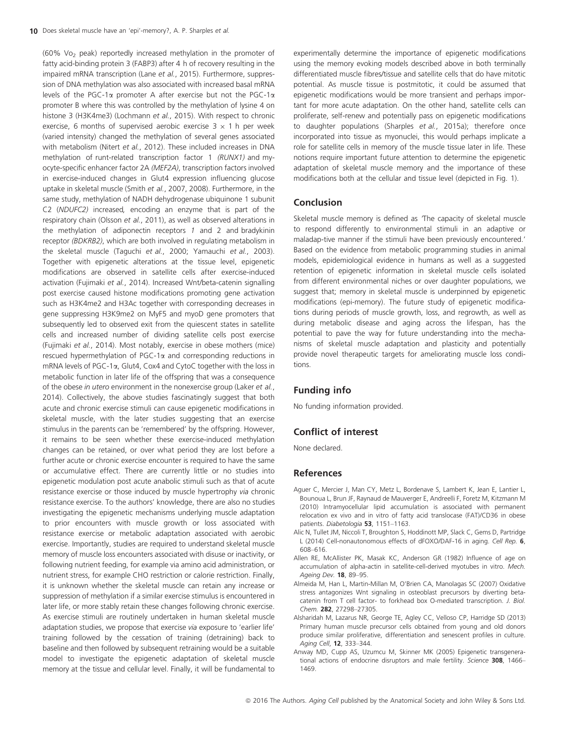(60% $Vo_2$ peak) reportedly increased methylation in the promoter of fatty acid-binding protein 3 (FABP3) after 4 h of recovery resulting in the impaired mRNA transcription (Lane *et al.*, 2015). Furthermore, suppression of DNA methylation was also associated with increased basal mRNA levels of the PGC-1α promoter A after exercise but not the PGC-1α promoter B where this was controlled by the methylation of lysine 4 on histone 3 (H3K4me3) (Lochmann *et al.*, 2015). With respect to chronic exercise, 6 months of supervised aerobic exercise 3 × 1 h per week (varied intensity) changed the methylation of several genes associated with metabolism (Nitert *et al.*, 2012). These included increases in DNA methylation of runt-related transcription factor 1 *(RUNX1)* and myocyte-specific enhancer factor 2A *(MEF2A)*, transcription factors involved in exercise-induced changes in Glut4 expression influencing glucose uptake in skeletal muscle (Smith *et al.*, 2007, 2008). Furthermore, in the same study, methylation of NADH dehydrogenase ubiquinone 1 subunit C2 *(NDUFC2)* increased, encoding an enzyme that is part of the respiratory chain (Olsson *et al.*, 2011), as well as observed alterations in the methylation of adiponectin receptors *1* and 2 and bradykinin receptor *(BDKRB2)*, which are both involved in regulating metabolism in the skeletal muscle (Taguchi *et al.*, 2000; Yamauchi *et al.*, 2003). Together with epigenetic alterations at the tissue level, epigenetic modifications are observed in satellite cells after exercise-induced activation (Fujimaki *et al.*, 2014). Increased Wnt/beta-catenin signalling post exercise caused histone modifications promoting gene activation such as H3K4me2 and H3Ac together with corresponding decreases in gene suppressing H3K9me2 on MyF5 and myoD gene promoters that subsequently led to observed exit from the quiescent states in satellite cells and increased number of dividing satellite cells post exercise (Fujimaki *et al.*, 2014). Most notably, exercise in obese mothers (mice) rescued hypermethylation of PGC-1α and corresponding reductions in mRNA levels of PGC-1α, Glut4, Cox4 and CytoC together with the loss in metabolic function in later life of the offspring that was a consequence of the obese *in utero* environment in the nonexercise group (Laker *et al.*, 2014). Collectively, the above studies fascinatingly suggest that both acute and chronic exercise stimuli can cause epigenetic modifications in skeletal muscle, with the later studies suggesting that an exercise stimulus in the parents can be 'remembered' by the offspring. However, it remains to be seen whether these exercise-induced methylation changes can be retained, or over what period they are lost before a further acute or chronic exercise encounter is required to have the same or accumulative effect. There are currently little or no studies into epigenetic modulation post acute anabolic stimuli such as that of acute resistance exercise or those induced by muscle hypertrophy *via* chronic resistance exercise. To the authors' knowledge, there are also no studies investigating the epigenetic mechanisms underlying muscle adaptation to prior encounters with muscle growth or loss associated with resistance exercise or metabolic adaptation associated with aerobic exercise. Importantly, studies are required to understand skeletal muscle memory of muscle loss encounters associated with disuse or inactivity, or following nutrient feeding, for example via amino acid administration, or nutrient stress, for example CHO restriction or calorie restriction. Finally, it is unknown whether the skeletal muscle can retain any increase or suppression of methylation if a similar exercise stimulus is encountered in later life, or more stably retain these changes following chronic exercise. As exercise stimuli are routinely undertaken in human skeletal muscle adaptation studies, we propose that exercise *via* exposure to 'earlier life' training followed by the cessation of training (detraining) back to baseline and then followed by subsequent retraining would be a suitable model to investigate the epigenetic adaptation of skeletal muscle memory at the tissue and cellular level. Finally, it will be fundamental to experimentally determine the importance of epigenetic modifications using the memory evoking models described above in both terminally differentiated muscle fibres/tissue and satellite cells that do have mitotic potential. As muscle tissue is postmitotic, it could be assumed that epigenetic modifications would be more transient and perhaps important for more acute adaptation. On the other hand, satellite cells can proliferate, self-renew and potentially pass on epigenetic modifications to daughter populations (Sharples *et al.*, 2015a); therefore once incorporated into tissue as myonuclei, this would perhaps implicate a role for satellite cells in memory of the muscle tissue later in life. These notions require important future attention to determine the epigenetic adaptation of skeletal muscle memory and the importance of these modifications both at the cellular and tissue level (depicted in Fig. 1).

## Conclusion

Skeletal muscle memory is defined as 'The capacity of skeletal muscle to respond differently to environmental stimuli in an adaptive or maladap-tive manner if the stimuli have been previously encountered.' Based on the evidence from metabolic programming studies in animal models, epidemiological evidence in humans as well as a suggested retention of epigenetic information in skeletal muscle cells isolated from different environmental niches or over daughter populations, we suggest that; memory in skeletal muscle is underpinned by epigenetic modifications (epi-memory). The future study of epigenetic modifications during periods of muscle growth, loss, and regrowth, as well as during metabolic disease and aging across the lifespan, has the potential to pave the way for future understanding into the mechanisms of skeletal muscle adaptation and plasticity and potentially provide novel therapeutic targets for ameliorating muscle loss conditions.

## Funding info

No funding information provided.

## Conflict of interest

None declared.

## References

Aguer C, Mercier J, Man CY, Metz L, Bordenave S, Lambert K, Jean E, Lantier L, Bounoua L, Brun JF, Raynaud de Mauverger E, Andreelli F, Foretz M, Kitzmann M (2010) Intramyocellular lipid accumulation is associated with permanent relocation ex vivo and in vitro of fatty acid translocase (FAT)/CD36 in obese patients. *Diabetologia* **53**, 1151–1163.

Alic N, Tullet JM, Niccoli T, Broughton S, Hoddinott MP, Slack C, Gems D, Partridge L (2014) Cell-nonautonomous effects of dFOXO/DAF-16 in aging. *Cell Rep.* **6**, 608–616.

Allen RE, McAllister PK, Masak KC, Anderson GR (1982) Influence of age on accumulation of alpha-actin in satellite-cell-derived myotubes in vitro. *Mech. Ageing Dev.* **18**, 89–95.

Almeida M, Han L, Martin-Millan M, O'Brien CA, Manolagas SC (2007) Oxidative stress antagonizes Wnt signaling in osteoblast precursors by diverting beta-catenin from T cell factor- to forkhead box O-mediated transcription. *J. Biol. Chem.* **282**, 27298–27305.

Alsharidah M, Lazarus NR, George TE, Agley CC, Velloso CP, Harridge SD (2013) Primary human muscle precursor cells obtained from young and old donors produce similar proliferative, differentiation and senescent profiles in culture. *Aging Cell*, **12**, 333–344.

Anway MD, Cupp AS, Uzumcu M, Skinner MK (2005) Epigenetic transgenerational actions of endocrine disruptors and male fertility. *Science* **308**, 1466–1469.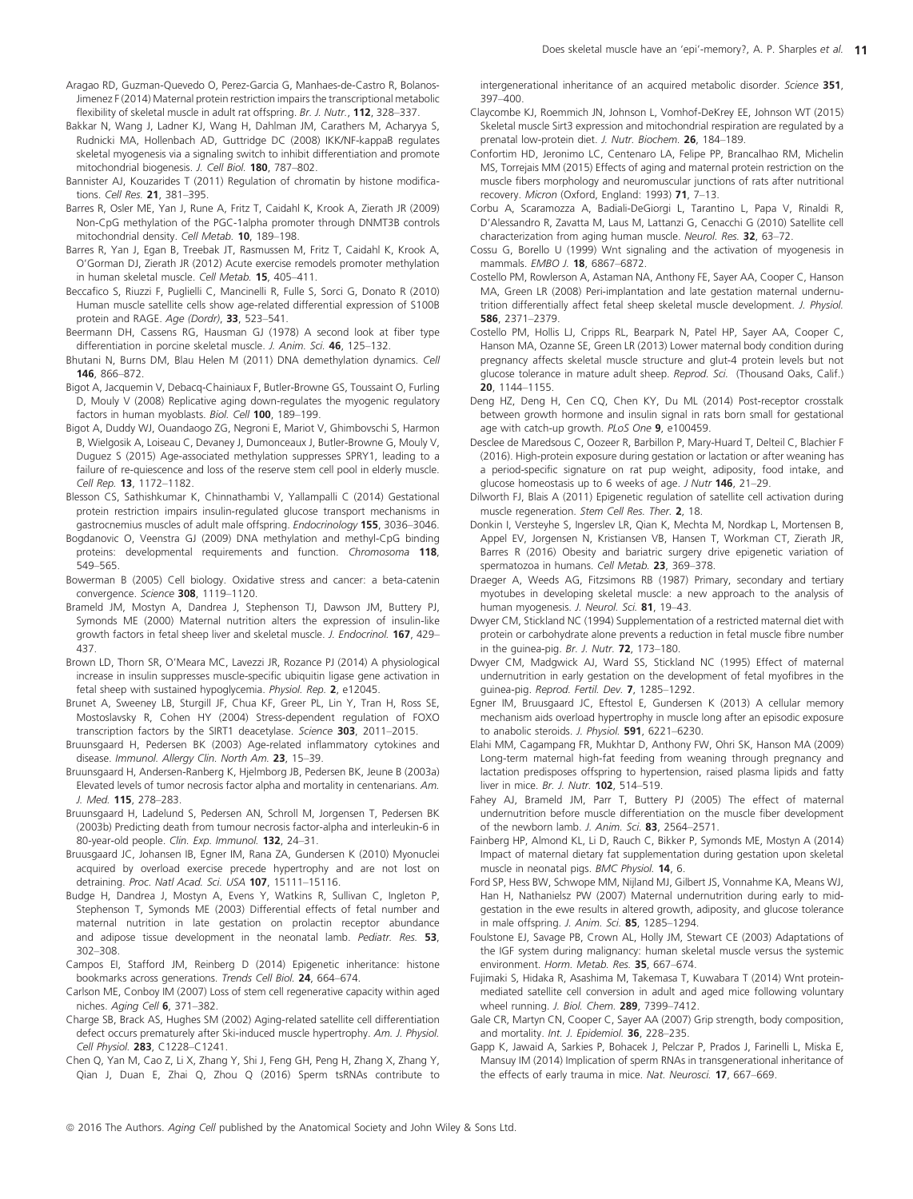Aragao RD, Guzman-Quevedo O, Perez-Garcia G, Manhaes-de-Castro R, Bolanos-Jimenez F (2014) Maternal protein restriction impairs the transcriptional metabolic flexibility of skeletal muscle in adult rat offspring. *Br. J. Nutr.*, **112**, 328–337.

Bakkar N, Wang J, Ladner KJ, Wang H, Dahlman JM, Carathers M, Acharyya S, Rudnicki MA, Hollenbach AD, Guttridge DC (2008) IKK/NF-kappaB regulates skeletal myogenesis via a signaling switch to inhibit differentiation and promote mitochondrial biogenesis. *J. Cell Biol.* **180**, 787–802.

Bannister AJ, Kouzarides T (2011) Regulation of chromatin by histone modifications. *Cell Res.* **21**, 381–395.

Barres R, Osler ME, Yan J, Rune A, Fritz T, Caidahl K, Krook A, Zierath JR (2009) Non-CpG methylation of the PGC-1alpha promoter through DNMT3B controls mitochondrial density. *Cell Metab.* **10**, 189–198.

Barres R, Yan J, Egan B, Treebak JT, Rasmussen M, Fritz T, Caidahl K, Krook A, O'Gorman DJ, Zierath JR (2012) Acute exercise remodels promoter methylation in human skeletal muscle. *Cell Metab.* **15**, 405–411.

Beccafico S, Riuzzi F, Puglielli C, Mancinelli R, Fulle S, Sorci G, Donato R (2010) Human muscle satellite cells show age-related differential expression of S100B protein and RAGE. *Age (Dordr)*, **33**, 523–541.

Beermann DH, Cassens RG, Hausman GJ (1978) A second look at fiber type differentiation in porcine skeletal muscle. *J. Anim. Sci.* **46**, 125–132.

Bhutani N, Burns DM, Blau Helen M (2011) DNA demethylation dynamics. *Cell* **146**, 866–872.

Bigot A, Jacquemin V, Debacq-Chainiaux F, Butler-Browne GS, Toussaint O, Furling D, Mouly V (2008) Replicative aging down-regulates the myogenic regulatory factors in human myoblasts. *Biol. Cell* **100**, 189–199.

Bigot A, Duddy WJ, Ouandaogo ZG, Negroni E, Mariot V, Ghimbovschi S, Harmon B, Wielgosik A, Loiseau C, Devaney J, Dumonceaux J, Butler-Browne G, Mouly V, Duguez S (2015) Age-associated methylation suppresses SPRY1, leading to a failure of re-quiescence and loss of the reserve stem cell pool in elderly muscle. *Cell Rep.* **13**, 1172–1182.

Blesson CS, Sathishkumar K, Chinnathambi V, Yallampalli C (2014) Gestational protein restriction impairs insulin-regulated glucose transport mechanisms in gastrocnemius muscles of adult male offspring. *Endocrinology* **155**, 3036–3046.

Bogdanovic O, Veenstra GJ (2009) DNA methylation and methyl-CpG binding proteins: developmental requirements and function. *Chromosoma* **118**, 549–565.

Bowerman B (2005) Cell biology. Oxidative stress and cancer: a beta-catenin convergence. *Science* **308**, 1119–1120.

Brameld JM, Mostyn A, Dandrea J, Stephenson TJ, Dawson JM, Buttery PJ, Symonds ME (2000) Maternal nutrition alters the expression of insulin-like growth factors in fetal sheep liver and skeletal muscle. *J. Endocrinol.* **167**, 429–437.

Brown LD, Thorn SR, O'Meara MC, Lavezzi JR, Rozance PJ (2014) A physiological increase in insulin suppresses muscle-specific ubiquitin ligase gene activation in fetal sheep with sustained hypoglycemia. *Physiol. Rep.* **2**, e12045.

Brunet A, Sweeney LB, Sturgill JF, Chua KF, Greer PL, Lin Y, Tran H, Ross SE, Mostoslavsky R, Cohen HY (2004) Stress-dependent regulation of FOXO transcription factors by the SIRT1 deacetylase. *Science* **303**, 2011–2015.

Bruunsgaard H, Pedersen BK (2003) Age-related inflammatory cytokines and disease. *Immunol. Allergy Clin. North Am.* **23**, 15–39.

Bruunsgaard H, Andersen-Ranberg K, Hjelmborg JB, Pedersen BK, Jeune B (2003a) Elevated levels of tumor necrosis factor alpha and mortality in centenarians. *Am. J. Med.* **115**, 278–283.

Bruunsgaard H, Ladelund S, Pedersen AN, Schroll M, Jorgensen T, Pedersen BK (2003b) Predicting death from tumour necrosis factor-alpha and interleukin-6 in 80-year-old people. *Clin. Exp. Immunol.* **132**, 24–31.

Bruusgaard JC, Johansen IB, Egner IM, Rana ZA, Gundersen K (2010) Myonuclei acquired by overload exercise precede hypertrophy and are not lost on detraining. *Proc. Natl Acad. Sci. USA* **107**, 15111–15116.

Budge H, Dandrea J, Mostyn A, Evens Y, Watkins R, Sullivan C, Ingleton P, Stephenson T, Symonds ME (2003) Differential effects of fetal number and maternal nutrition in late gestation on prolactin receptor abundance and adipose tissue development in the neonatal lamb. *Pediatr. Res.* **53**, 302–308.

Campos EI, Stafford JM, Reinberg D (2014) Epigenetic inheritance: histone bookmarks across generations. *Trends Cell Biol.* **24**, 664–674.

Carlson ME, Conboy IM (2007) Loss of stem cell regenerative capacity within aged niches. *Aging Cell* **6**, 371–382.

Charge SB, Brack AS, Hughes SM (2002) Aging-related satellite cell differentiation defect occurs prematurely after Ski-induced muscle hypertrophy. *Am. J. Physiol. Cell Physiol.* **283**, C1228–C1241.

Chen Q, Yan M, Cao Z, Li X, Zhang Y, Shi J, Feng GH, Peng H, Zhang X, Zhang Y, Qian J, Duan E, Zhai Q, Zhou Q (2016) Sperm tsRNAs contribute to intergenerational inheritance of an acquired metabolic disorder. *Science* **351**, 397–400.

Claycombe KJ, Roemmich JN, Johnson L, Vomhof-DeKrey EE, Johnson WT (2015) Skeletal muscle Sirt3 expression and mitochondrial respiration are regulated by a prenatal low-protein diet. *J. Nutr. Biochem.* **26**, 184–189.

Confortim HD, Jeronimo LC, Centenaro LA, Felipe PP, Brancalhao RM, Michelin MS, Torrejais MM (2015) Effects of aging and maternal protein restriction on the muscle fibers morphology and neuromuscular junctions of rats after nutritional recovery. *Micron* (Oxford, England: 1993) **71**, 7–13.

Corbu A, Scaramozza A, Badiali-DeGiorgi L, Tarantino L, Papa V, Rinaldi R, D'Alessandro R, Zavatta M, Laus M, Lattanzi G, Cenacchi G (2010) Satellite cell characterization from aging human muscle. *Neurol. Res.* **32**, 63–72.

Cossu G, Borello U (1999) Wnt signaling and the activation of myogenesis in mammals. *EMBO J.* **18**, 6867–6872.

Costello PM, Rowlerson A, Astaman NA, Anthony FE, Sayer AA, Cooper C, Hanson MA, Green LR (2008) Peri-implantation and late gestation maternal undernutrition differentially affect fetal sheep skeletal muscle development. *J. Physiol.* **586**, 2371–2379.

Costello PM, Hollis LJ, Cripps RL, Bearpark N, Patel HP, Sayer AA, Cooper C, Hanson MA, Ozanne SE, Green LR (2013) Lower maternal body condition during pregnancy affects skeletal muscle structure and glut-4 protein levels but not glucose tolerance in mature adult sheep. *Reprod. Sci.* (Thousand Oaks, Calif.) **20**, 1144–1155.

Deng HZ, Deng H, Cen CQ, Chen KY, Du ML (2014) Post-receptor crosstalk between growth hormone and insulin signal in rats born small for gestational age with catch-up growth. *PLoS One* **9**, e100459.

Desclee de Maredsous C, Oozeer R, Barbillon P, Mary-Huard T, Delteil C, Blachier F (2016). High-protein exposure during gestation or lactation or after weaning has a period-specific signature on rat pup weight, adiposity, food intake, and glucose homeostasis up to 6 weeks of age. *J Nutr* **146**, 21–29.

Dilworth FJ, Blais A (2011) Epigenetic regulation of satellite cell activation during muscle regeneration. *Stem Cell Res. Ther.* **2**, 18.

Donkin I, Versteyhe S, Ingerslev LR, Qian K, Mechta M, Nordkap L, Mortensen B, Appel EV, Jorgensen N, Kristiansen VB, Hansen T, Workman CT, Zierath JR, Barres R (2016) Obesity and bariatric surgery drive epigenetic variation of spermatozoa in humans. *Cell Metab.* **23**, 369–378.

Draeger A, Weeds AG, Fitzsimons RB (1987) Primary, secondary and tertiary myotubes in developing skeletal muscle: a new approach to the analysis of human myogenesis. *J. Neurol. Sci.* **81**, 19–43.

Dwyer CM, Stickland NC (1994) Supplementation of a restricted maternal diet with protein or carbohydrate alone prevents a reduction in fetal muscle fibre number in the guinea-pig. *Br. J. Nutr.* **72**, 173–180.

Dwyer CM, Madgwick AJ, Ward SS, Stickland NC (1995) Effect of maternal undernutrition in early gestation on the development of fetal myofibres in the guinea-pig. *Reprod. Fertil. Dev.* **7**, 1285–1292.

Egner IM, Bruusgaard JC, Eftestol E, Gundersen K (2013) A cellular memory mechanism aids overload hypertrophy in muscle long after an episodic exposure to anabolic steroids. *J. Physiol.* **591**, 6221–6230.

Elahi MM, Cagampang FR, Mukhtar D, Anthony FW, Ohri SK, Hanson MA (2009) Long-term maternal high-fat feeding from weaning through pregnancy and lactation predisposes offspring to hypertension, raised plasma lipids and fatty liver in mice. *Br. J. Nutr.* **102**, 514–519.

Fahey AJ, Brameld JM, Parr T, Buttery PJ (2005) The effect of maternal undernutrition before muscle differentiation on the muscle fiber development of the newborn lamb. *J. Anim. Sci.* **83**, 2564–2571.

Fainberg HP, Almond KL, Li D, Rauch C, Bikker P, Symonds ME, Mostyn A (2014) Impact of maternal dietary fat supplementation during gestation upon skeletal muscle in neonatal pigs. *BMC Physiol.* **14**, 6.

Ford SP, Hess BW, Schwope MM, Nijland MJ, Gilbert JS, Vonnahme KA, Means WJ, Han H, Nathanielsz PW (2007) Maternal undernutrition during early to mid-gestation in the ewe results in altered growth, adiposity, and glucose tolerance in male offspring. *J. Anim. Sci.* **85**, 1285–1294.

Foulstone EJ, Savage PB, Crown AL, Holly JM, Stewart CE (2003) Adaptations of the IGF system during malignancy: human skeletal muscle versus the systemic environment. *Horm. Metab. Res.* **35**, 667–674.

Fujimaki S, Hidaka R, Asashima M, Takemasa T, Kuwabara T (2014) Wnt protein-mediated satellite cell conversion in adult and aged mice following voluntary wheel running. *J. Biol. Chem.* **289**, 7399–7412.

Gale CR, Martyn CN, Cooper C, Sayer AA (2007) Grip strength, body composition, and mortality. *Int. J. Epidemiol.* **36**, 228–235.

Gapp K, Jawaid A, Sarkies P, Bohacek J, Pelczar P, Prados J, Farinelli L, Miska E, Mansuy IM (2014) Implication of sperm RNAs in transgenerational inheritance of the effects of early trauma in mice. *Nat. Neurosci.* **17**, 667–669.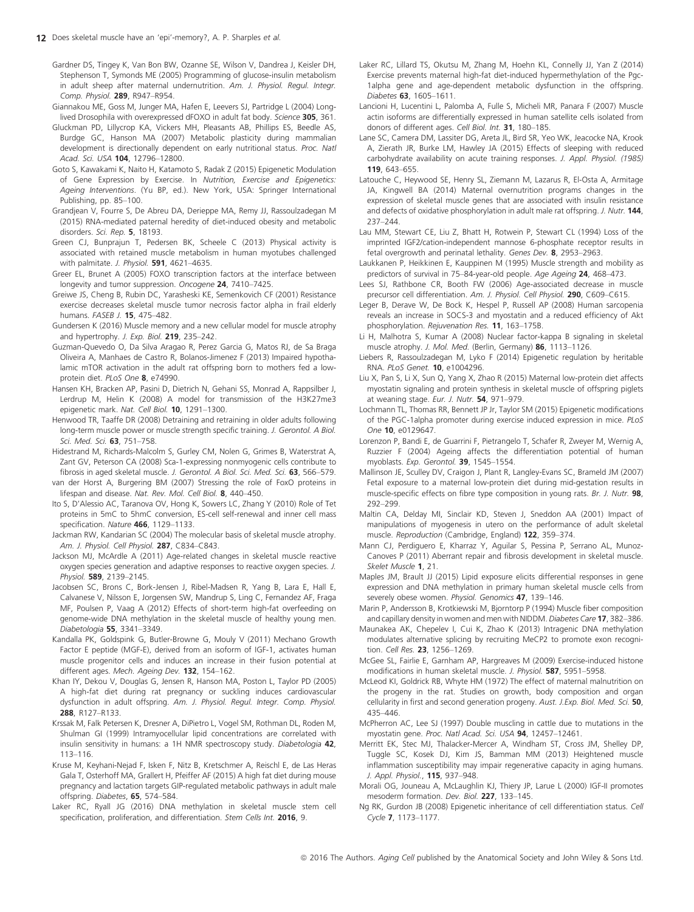Gardner DS, Tingey K, Van Bon BW, Ozanne SE, Wilson V, Dandrea J, Keisler DH, Stephenson T, Symonds ME (2005) Programming of glucose-insulin metabolism in adult sheep after maternal undernutrition. *Am. J. Physiol. Regul. Integr. Comp. Physiol.* **289**, R947–R954.

Giannakou ME, Goss M, Junger MA, Hafen E, Leevers SJ, Partridge L (2004) Long-lived Drosophila with overexpressed dFOXO in adult fat body. *Science* **305**, 361.

Gluckman PD, Lillycrop KA, Vickers MH, Pleasants AB, Phillips ES, Beedle AS, Burdge GC, Hanson MA (2007) Metabolic plasticity during mammalian development is directionally dependent on early nutritional status. *Proc. Natl Acad. Sci. USA* **104**, 12796–12800.

Goto S, Kawakami K, Naito H, Katamoto S, Radak Z (2015) Epigenetic Modulation of Gene Expression by Exercise. In *Nutrition, Exercise and Epigenetics: Ageing Interventions*. (Yu BP, ed.). New York, USA: Springer International Publishing, pp. 85–100.

Grandjean V, Fourre S, De Abreu DA, Derieppe MA, Remy JJ, Rassoulzadegan M (2015) RNA-mediated paternal heredity of diet-induced obesity and metabolic disorders. *Sci. Rep.* **5**, 18193.

Green CJ, Bunprajun T, Pedersen BK, Scheele C (2013) Physical activity is associated with retained muscle metabolism in human myotubes challenged with palmitate. *J. Physiol.* **591**, 4621–4635.

Greer EL, Brunet A (2005) FOXO transcription factors at the interface between longevity and tumor suppression. *Oncogene* **24**, 7410–7425.

Greiwe JS, Cheng B, Rubin DC, Yarasheski KE, Semenkovich CF (2001) Resistance exercise decreases skeletal muscle tumor necrosis factor alpha in frail elderly humans. *FASEB J.* **15**, 475–482.

Gundersen K (2016) Muscle memory and a new cellular model for muscle atrophy and hypertrophy. *J. Exp. Biol.* **219**, 235–242.

Guzman-Quevedo O, Da Silva Aragao R, Perez Garcia G, Matos RJ, de Sa Braga Oliveira A, Manhaes de Castro R, Bolanos-Jimenez F (2013) Impaired hypothalamic mTOR activation in the adult rat offspring born to mothers fed a low-protein diet. *PLoS One* **8**, e74990.

Hansen KH, Bracken AP, Pasini D, Dietrich N, Gehani SS, Monrad A, Rappsilber J, Lerdrup M, Helin K (2008) A model for transmission of the H3K27me3 epigenetic mark. *Nat. Cell Biol.* **10**, 1291–1300.

Henwood TR, Taaffe DR (2008) Detraining and retraining in older adults following long-term muscle power or muscle strength specific training. *J. Gerontol. A Biol. Sci. Med. Sci.* **63**, 751–758.

Hidestrand M, Richards-Malcolm S, Gurley CM, Nolen G, Grimes B, Waterstrat A, Zant GV, Peterson CA (2008) Sca-1-expressing nonmyogenic cells contribute to fibrosis in aged skeletal muscle. *J. Gerontol. A Biol. Sci. Med. Sci.* **63**, 566–579.

van der Horst A, Burgering BM (2007) Stressing the role of FoxO proteins in lifespan and disease. *Nat. Rev. Mol. Cell Biol.* **8**, 440–450.

Ito S, D'Alessio AC, Taranova OV, Hong K, Sowers LC, Zhang Y (2010) Role of Tet proteins in 5mC to 5hmC conversion, ES-cell self-renewal and inner cell mass specification. *Nature* **466**, 1129–1133.

Jackman RW, Kandarian SC (2004) The molecular basis of skeletal muscle atrophy. *Am. J. Physiol. Cell Physiol.* **287**, C834–C843.

Jackson MJ, McArdle A (2011) Age-related changes in skeletal muscle reactive oxygen species generation and adaptive responses to reactive oxygen species. *J. Physiol.* **589**, 2139–2145.

Jacobsen SC, Brons C, Bork-Jensen J, Ribel-Madsen R, Yang B, Lara E, Hall E, Calvanese V, Nilsson E, Jorgensen SW, Mandrup S, Ling C, Fernandez AF, Fraga MF, Poulsen P, Vaag A (2012) Effects of short-term high-fat overfeeding on genome-wide DNA methylation in the skeletal muscle of healthy young men. *Diabetologia* **55**, 3341–3349.

Kandalla PK, Goldspink G, Butler-Browne G, Mouly V (2011) Mechano Growth Factor E peptide (MGF-E), derived from an isoform of IGF-1, activates human muscle progenitor cells and induces an increase in their fusion potential at different ages. *Mech. Ageing Dev.* **132**, 154–162.

Khan IY, Dekou V, Douglas G, Jensen R, Hanson MA, Poston L, Taylor PD (2005) A high-fat diet during rat pregnancy or suckling induces cardiovascular dysfunction in adult offspring. *Am. J. Physiol. Regul. Integr. Comp. Physiol.* **288**, R127–R133.

Krssak M, Falk Petersen K, Dresner A, DiPietro L, Vogel SM, Rothman DL, Roden M, Shulman GI (1999) Intramyocellular lipid concentrations are correlated with insulin sensitivity in humans: a 1H NMR spectroscopy study. *Diabetologia* **42**, 113–116.

Kruse M, Keyhani-Nejad F, Isken F, Nitz B, Kretschmer A, Reischl E, de Las Heras Gala T, Osterhoff MA, Grallert H, Pfeiffer AF (2015) A high fat diet during mouse pregnancy and lactation targets GIP-regulated metabolic pathways in adult male offspring. *Diabetes*, **65**, 574–584.

Laker RC, Ryall JG (2016) DNA methylation in skeletal muscle stem cell specification, proliferation, and differentiation. *Stem Cells Int.* **2016**, 9.

Laker RC, Lillard TS, Okutsu M, Zhang M, Hoehn KL, Connelly JJ, Yan Z (2014) Exercise prevents maternal high-fat diet-induced hypermethylation of the Pgc-1alpha gene and age-dependent metabolic dysfunction in the offspring. *Diabetes* **63**, 1605–1611.

Lancioni H, Lucentini L, Palomba A, Fulle S, Micheli MR, Panara F (2007) Muscle actin isoforms are differentially expressed in human satellite cells isolated from donors of different ages. *Cell Biol. Int.* **31**, 180–185.

Lane SC, Camera DM, Lassiter DG, Areta JL, Bird SR, Yeo WK, Jeacocke NA, Krook A, Zierath JR, Burke LM, Hawley JA (2015) Effects of sleeping with reduced carbohydrate availability on acute training responses. *J. Appl. Physiol. (1985)* **119**, 643–655.

Latouche C, Heywood SE, Henry SL, Ziemann M, Lazarus R, El-Osta A, Armitage JA, Kingwell BA (2014) Maternal overnutrition programs changes in the expression of skeletal muscle genes that are associated with insulin resistance and defects of oxidative phosphorylation in adult male rat offspring. *J. Nutr.* **144**, 237–244.

Lau MM, Stewart CE, Liu Z, Bhatt H, Rotwein P, Stewart CL (1994) Loss of the imprinted IGF2/cation-independent mannose 6-phosphate receptor results in fetal overgrowth and perinatal lethality. *Genes Dev.* **8**, 2953–2963.

Laukkanen P, Heikkinen E, Kauppinen M (1995) Muscle strength and mobility as predictors of survival in 75–84-year-old people. *Age Ageing* **24**, 468–473.

Lees SJ, Rathbone CR, Booth FW (2006) Age-associated decrease in muscle precursor cell differentiation. *Am. J. Physiol. Cell Physiol.* **290**, C609–C615.

Leger B, Derave W, De Bock K, Hespel P, Russell AP (2008) Human sarcopenia reveals an increase in SOCS-3 and myostatin and a reduced efficiency of Akt phosphorylation. *Rejuvenation Res.* **11**, 163–175B.

Li H, Malhotra S, Kumar A (2008) Nuclear factor-kappa B signaling in skeletal muscle atrophy. *J. Mol. Med.* (Berlin, Germany) **86**, 1113–1126.

Liebers R, Rassoulzadegan M, Lyko F (2014) Epigenetic regulation by heritable RNA. *PLoS Genet.* **10**, e1004296.

Liu X, Pan S, Li X, Sun Q, Yang X, Zhao R (2015) Maternal low-protein diet affects myostatin signaling and protein synthesis in skeletal muscle of offspring piglets at weaning stage. *Eur. J. Nutr.* **54**, 971–979.

Lochmann TL, Thomas RR, Bennett JP Jr, Taylor SM (2015) Epigenetic modifications of the PGC-1alpha promoter during exercise induced expression in mice. *PLoS One* **10**, e0129647.

Lorenzon P, Bandi E, de Guarrini F, Pietrangelo T, Schafer R, Zweyer M, Wernig A, Ruzzier F (2004) Ageing affects the differentiation potential of human myoblasts. *Exp. Gerontol.* **39**, 1545–1554.

Mallinson JE, Sculley DV, Craigon J, Plant R, Langley-Evans SC, Brameld JM (2007) Fetal exposure to a maternal low-protein diet during mid-gestation results in muscle-specific effects on fibre type composition in young rats. *Br. J. Nutr.* **98**, 292–299.

Maltin CA, Delday MI, Sinclair KD, Steven J, Sneddon AA (2001) Impact of manipulations of myogenesis in utero on the performance of adult skeletal muscle. *Reproduction* (Cambridge, England) **122**, 359–374.

Mann CJ, Perdiguero E, Kharraz Y, Aguilar S, Pessina P, Serrano AL, Munoz-Canoves P (2011) Aberrant repair and fibrosis development in skeletal muscle. *Skelet Muscle* **1**, 21.

Maples JM, Brault JJ (2015) Lipid exposure elicits differential responses in gene expression and DNA methylation in primary human skeletal muscle cells from severely obese women. *Physiol. Genomics* **47**, 139–146.

Marin P, Andersson B, Krotkiewski M, Bjorntorp P (1994) Muscle fiber composition and capillary density in women and men with NIDDM. *Diabetes Care* **17**, 382–386.

Maunakea AK, Chepelev I, Cui K, Zhao K (2013) Intragenic DNA methylation modulates alternative splicing by recruiting MeCP2 to promote exon recognition. *Cell Res.* **23**, 1256–1269.

McGee SL, Fairlie E, Garnham AP, Hargreaves M (2009) Exercise-induced histone modifications in human skeletal muscle. *J. Physiol.* **587**, 5951–5958.

McLeod KI, Goldrick RB, Whyte HM (1972) The effect of maternal malnutrition on the progeny in the rat. Studies on growth, body composition and organ cellularity in first and second generation progeny. *Aust. J.Exp. Biol. Med. Sci.* **50**, 435–446.

McPherron AC, Lee SJ (1997) Double muscling in cattle due to mutations in the myostatin gene. *Proc. Natl Acad. Sci. USA* **94**, 12457–12461.

Merritt EK, Stec MJ, Thalacker-Mercer A, Windham ST, Cross JM, Shelley DP, Tuggle SC, Kosek DJ, Kim JS, Bamman MM (2013) Heightened muscle inflammation susceptibility may impair regenerative capacity in aging humans. *J. Appl. Physiol.*, **115**, 937–948.

Morali OG, Jouneau A, McLaughlin KJ, Thiery JP, Larue L (2000) IGF-II promotes mesoderm formation. *Dev. Biol.* **227**, 133–145.

Ng RK, Gurdon JB (2008) Epigenetic inheritance of cell differentiation status. *Cell Cycle* **7**, 1173–1177.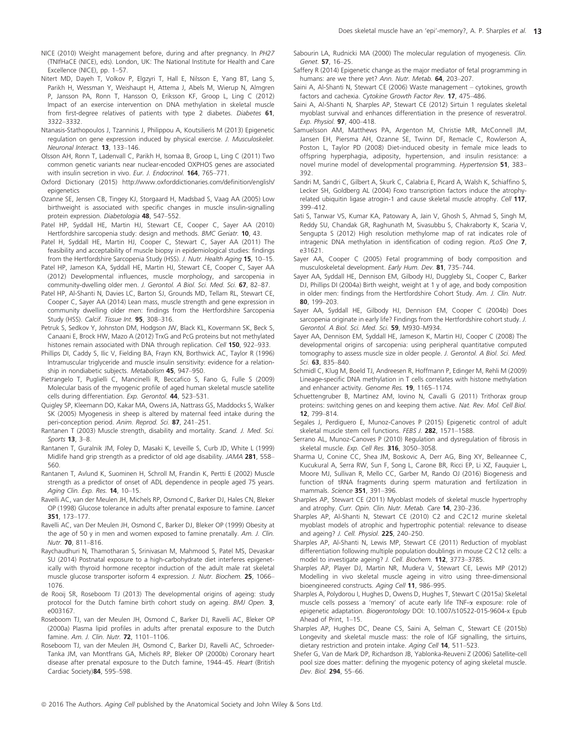NICE (2010) Weight management before, during and after pregnancy. In *PH27* (TNIfHaCE (NICE), eds). London, UK: The National Institute for Health and Care Excellence (NICE), pp. 1–57.

Nitert MD, Dayeh T, Volkov P, Elgzyri T, Hall E, Nilsson E, Yang BT, Lang S, Parikh H, Wessman Y, Weishaupt H, Attema J, Abels M, Wierup N, Almgren P, Jansson PA, Ronn T, Hansson O, Eriksson KF, Groop L, Ling C (2012) Impact of an exercise intervention on DNA methylation in skeletal muscle from first-degree relatives of patients with type 2 diabetes. *Diabetes* **61**, 3322–3332.

Ntanasis-Stathopoulos J, Tzanninis J, Philippou A, Koutsilieris M (2013) Epigenetic regulation on gene expression induced by physical exercise. *J. Musculoskelet. Neuronal Interact.* **13**, 133–146.

Olsson AH, Ronn T, Ladenvall C, Parikh H, Isomaa B, Groop L, Ling C (2011) Two common genetic variants near nuclear-encoded OXPHOS genes are associated with insulin secretion in vivo. *Eur. J. Endocrinol.* **164**, 765–771.

Oxford Dictionary (2015) http://www.oxforddictionaries.com/definition/english/epigenetics

Ozanne SE, Jensen CB, Tingey KJ, Storgaard H, Madsbad S, Vaag AA (2005) Low birthweight is associated with specific changes in muscle insulin-signalling protein expression. *Diabetologia* **48**, 547–552.

Patel HP, Syddall HE, Martin HJ, Stewart CE, Cooper C, Sayer AA (2010) Hertfordshire sarcopenia study: design and methods. *BMC Geriatr.* **10**, 43.

Patel H, Syddall HE, Martin HJ, Cooper C, Stewart C, Sayer AA (2011) The feasibility and acceptability of muscle biopsy in epidemiological studies: findings from the Hertfordshire Sarcopenia Study (HSS). *J. Nutr. Health Aging* **15**, 10–15.

Patel HP, Jameson KA, Syddall HE, Martin HJ, Stewart CE, Cooper C, Sayer AA (2012) Developmental influences, muscle morphology, and sarcopenia in community-dwelling older men. *J. Gerontol. A Biol. Sci. Med. Sci.* **67**, 82–87.

Patel HP, Al-Shanti N, Davies LC, Barton SJ, Grounds MD, Tellam RL, Stewart CE, Cooper C, Sayer AA (2014) Lean mass, muscle strength and gene expression in community dwelling older men: findings from the Hertfordshire Sarcopenia Study (HSS). *Calcif. Tissue Int.* **95**, 308–316.

Petruk S, Sedkov Y, Johnston DM, Hodgson JW, Black KL, Kovermann SK, Beck S, Canaani E, Brock HW, Mazo A (2012) TrxG and PcG proteins but not methylated histones remain associated with DNA through replication. *Cell* **150**, 922–933.

Phillips DI, Caddy S, Ilic V, Fielding BA, Frayn KN, Borthwick AC, Taylor R (1996) Intramuscular triglyceride and muscle insulin sensitivity: evidence for a relationship in nondiabetic subjects. *Metabolism* **45**, 947–950.

Pietrangelo T, Puglielli C, Mancinelli R, Beccafico S, Fano G, Fulle S (2009) Molecular basis of the myogenic profile of aged human skeletal muscle satellite cells during differentiation. *Exp. Gerontol.* **44**, 523–531.

Quigley SP, Kleemann DO, Kakar MA, Owens JA, Nattrass GS, Maddocks S, Walker SK (2005) Myogenesis in sheep is altered by maternal feed intake during the peri-conception period. *Anim. Reprod. Sci.* **87**, 241–251.

Rantanen T (2003) Muscle strength, disability and mortality. *Scand. J. Med. Sci. Sports* **13**, 3–8.

Rantanen T, Guralnik JM, Foley D, Masaki K, Leveille S, Curb JD, White L (1999) Midlife hand grip strength as a predictor of old age disability. *JAMA* **281**, 558–560.

Rantanen T, Avlund K, Suominen H, Schroll M, Frandin K, Pertti E (2002) Muscle strength as a predictor of onset of ADL dependence in people aged 75 years. *Aging Clin. Exp. Res.* **14**, 10–15.

Ravelli AC, van der Meulen JH, Michels RP, Osmond C, Barker DJ, Hales CN, Bleker OP (1998) Glucose tolerance in adults after prenatal exposure to famine. *Lancet* **351**, 173–177.

Ravelli AC, van Der Meulen JH, Osmond C, Barker DJ, Bleker OP (1999) Obesity at the age of 50 y in men and women exposed to famine prenatally. *Am. J. Clin. Nutr.* **70**, 811–816.

Raychaudhuri N, Thamotharan S, Srinivasan M, Mahmood S, Patel MS, Devaskar SU (2014) Postnatal exposure to a high-carbohydrate diet interferes epigenetically with thyroid hormone receptor induction of the adult male rat skeletal muscle glucose transporter isoform 4 expression. *J. Nutr. Biochem.* **25**, 1066–1076.

de Rooij SR, Roseboom TJ (2013) The developmental origins of ageing: study protocol for the Dutch famine birth cohort study on ageing. *BMJ Open*. **3**, e003167.

Roseboom TJ, van der Meulen JH, Osmond C, Barker DJ, Ravelli AC, Bleker OP (2000a) Plasma lipid profiles in adults after prenatal exposure to the Dutch famine. *Am. J. Clin. Nutr.* **72**, 1101–1106.

Roseboom TJ, van der Meulen JH, Osmond C, Barker DJ, Ravelli AC, Schroeder-Tanka JM, van Montfrans GA, Michels RP, Bleker OP (2000b) Coronary heart disease after prenatal exposure to the Dutch famine, 1944–45. *Heart* (British Cardiac Society)**84**, 595–598.

Sabourin LA, Rudnicki MA (2000) The molecular regulation of myogenesis. *Clin. Genet.* **57**, 16–25.

Saffery R (2014) Epigenetic change as the major mediator of fetal programming in humans: are we there yet? *Ann. Nutr. Metab.* **64**, 203–207.

Saini A, Al-Shanti N, Stewart CE (2006) Waste management – cytokines, growth factors and cachexia. *Cytokine Growth Factor Rev.* **17**, 475–486.

Saini A, Al-Shanti N, Sharples AP, Stewart CE (2012) Sirtuin 1 regulates skeletal myoblast survival and enhances differentiation in the presence of resveratrol. *Exp. Physiol.* **97**, 400–418.

Samuelsson AM, Matthews PA, Argenton M, Christie MR, McConnell JM, Jansen EH, Piersma AH, Ozanne SE, Twinn DF, Remacle C, Rowlerson A, Poston L, Taylor PD (2008) Diet-induced obesity in female mice leads to offspring hyperphagia, adiposity, hypertension, and insulin resistance: a novel murine model of developmental programming. *Hypertension* **51**, 383–392.

Sandri M, Sandri C, Gilbert A, Skurk C, Calabria E, Picard A, Walsh K, Schiaffino S, Lecker SH, Goldberg AL (2004) Foxo transcription factors induce the atrophy-related ubiquitin ligase atrogin-1 and cause skeletal muscle atrophy. *Cell* **117**, 399–412.

Sati S, Tanwar VS, Kumar KA, Patowary A, Jain V, Ghosh S, Ahmad S, Singh M, Reddy SU, Chandak GR, Raghunath M, Sivasubbu S, Chakraborty K, Scaria V, Sengupta S (2012) High resolution methylome map of rat indicates role of intragenic DNA methylation in identification of coding region. *PLoS One* **7**, e31621.

Sayer AA, Cooper C (2005) Fetal programming of body composition and musculoskeletal development. *Early Hum. Dev.* **81**, 735–744.

Sayer AA, Syddall HE, Dennison EM, Gilbody HJ, Duggleby SL, Cooper C, Barker DJ, Phillips DI (2004a) Birth weight, weight at 1 y of age, and body composition in older men: findings from the Hertfordshire Cohort Study. *Am. J. Clin. Nutr.* **80**, 199–203.

Sayer AA, Syddall HE, Gilbody HJ, Dennison EM, Cooper C (2004b) Does sarcopenia originate in early life? Findings from the Hertfordshire cohort study. *J. Gerontol. A Biol. Sci. Med. Sci.* **59**, M930–M934.

Sayer AA, Dennison EM, Syddall HE, Jameson K, Martin HJ, Cooper C (2008) The developmental origins of sarcopenia: using peripheral quantitative computed tomography to assess muscle size in older people. *J. Gerontol. A Biol. Sci. Med. Sci.* **63**, 835–840.

Schmidl C, Klug M, Boeld TJ, Andreesen R, Hoffmann P, Edinger M, Rehli M (2009) Lineage-specific DNA methylation in T cells correlates with histone methylation and enhancer activity. *Genome Res.* **19**, 1165–1174.

Schuettengruber B, Martinez AM, Iovino N, Cavalli G (2011) Trithorax group proteins: switching genes on and keeping them active. *Nat. Rev. Mol. Cell Biol.* **12**, 799–814.

Segales J, Perdiguero E, Munoz-Canoves P (2015) Epigenetic control of adult skeletal muscle stem cell functions. *FEBS J.* **282**, 1571–1588.

Serrano AL, Munoz-Canoves P (2010) Regulation and dysregulation of fibrosis in skeletal muscle. *Exp. Cell Res.* **316**, 3050–3058.

Sharma U, Conine CC, Shea JM, Boskovic A, Derr AG, Bing XY, Belleannee C, Kucukural A, Serra RW, Sun F, Song L, Carone BR, Ricci EP, Li XZ, Fauquier L, Moore MJ, Sullivan R, Mello CC, Garber M, Rando OJ (2016) Biogenesis and function of tRNA fragments during sperm maturation and fertilization in mammals. *Science* **351**, 391–396.

Sharples AP, Stewart CE (2011) Myoblast models of skeletal muscle hypertrophy and atrophy. *Curr. Opin. Clin. Nutr. Metab. Care* **14**, 230–236.

Sharples AP, Al-Shanti N, Stewart CE (2010) C2 and C2C12 murine skeletal myoblast models of atrophic and hypertrophic potential: relevance to disease and ageing? *J. Cell. Physiol.* **225**, 240–250.

Sharples AP, Al-Shanti N, Lewis MP, Stewart CE (2011) Reduction of myoblast differentiation following multiple population doublings in mouse C2 C12 cells: a model to investigate ageing? *J. Cell. Biochem.* **112**, 3773–3785.

Sharples AP, Player DJ, Martin NR, Mudera V, Stewart CE, Lewis MP (2012) Modelling in vivo skeletal muscle ageing in vitro using three-dimensional bioengineered constructs. *Aging Cell* **11**, 986–995.

Sharples A, Polydorou I, Hughes D, Owens D, Hughes T, Stewart C (2015a) Skeletal muscle cells possess a 'memory' of acute early life TNF-$\alpha$ exposure: role of epigenetic adaptation. *Biogerontology* DOI: 10.1007/s10522-015-9604-x Epub Ahead of Print, 1–15.

Sharples AP, Hughes DC, Deane CS, Saini A, Selman C, Stewart CE (2015b) Longevity and skeletal muscle mass: the role of IGF signalling, the sirtuins, dietary restriction and protein intake. *Aging Cell* **14**, 511–523.

Shefer G, Van de Mark DP, Richardson JB, Yablonka-Reuveni Z (2006) Satellite-cell pool size does matter: defining the myogenic potency of aging skeletal muscle. *Dev. Biol.* **294**, 55–66.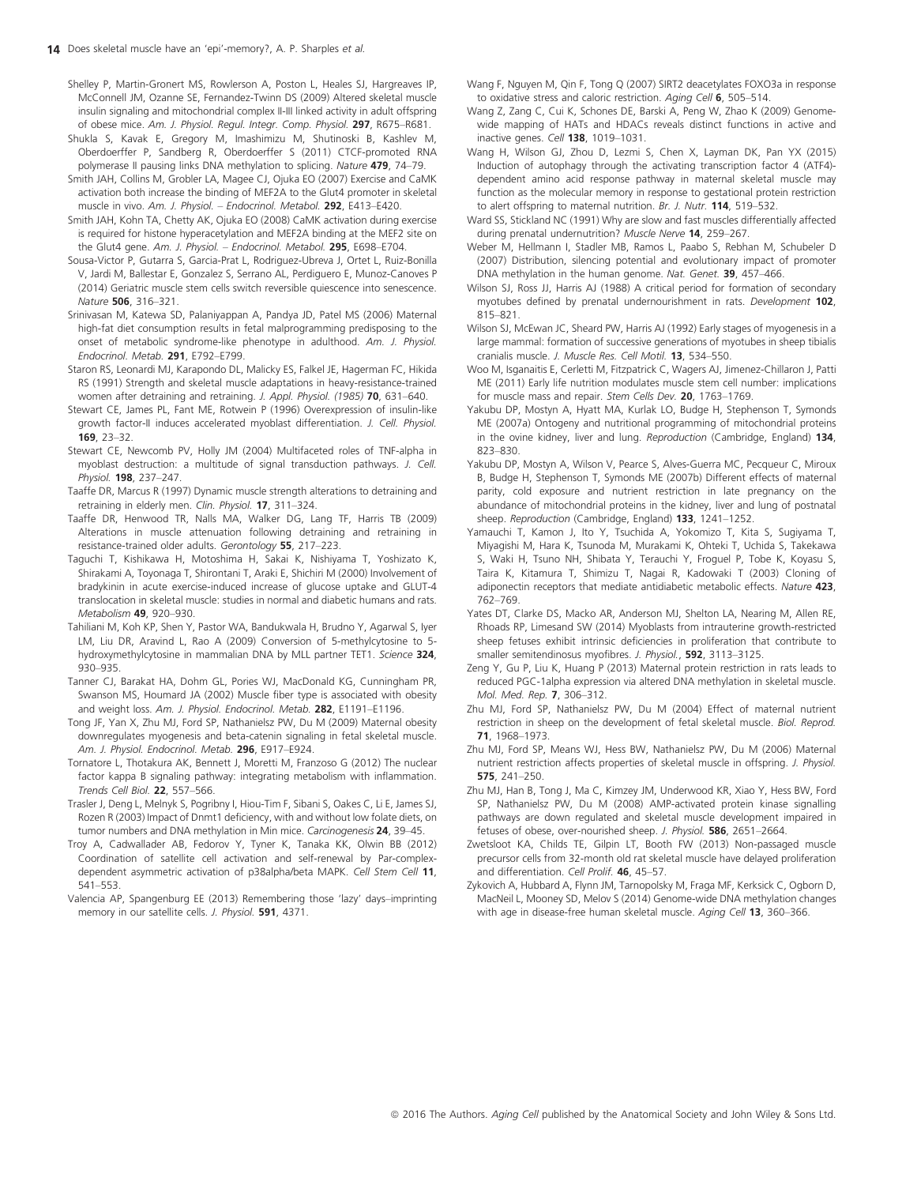Shelley P, Martin-Gronert MS, Rowlerson A, Poston L, Heales SJ, Hargreaves IP, McConnell JM, Ozanne SE, Fernandez-Twinn DS (2009) Altered skeletal muscle insulin signaling and mitochondrial complex II-III linked activity in adult offspring of obese mice. *Am. J. Physiol. Regul. Integr. Comp. Physiol.* **297**, R675–R681.

Shukla S, Kavak E, Gregory M, Imashimizu M, Shutinoski B, Kashlev M, Oberdoerffer P, Sandberg R, Oberdoerffer S (2011) CTCF-promoted RNA polymerase II pausing links DNA methylation to splicing. *Nature* **479**, 74–79.

Smith JAH, Collins M, Grobler LA, Magee CJ, Ojuka EO (2007) Exercise and CaMK activation both increase the binding of MEF2A to the Glut4 promoter in skeletal muscle in vivo. *Am. J. Physiol. – Endocrinol. Metabol.* **292**, E413–E420.

Smith JAH, Kohn TA, Chetty AK, Ojuka EO (2008) CaMK activation during exercise is required for histone hyperacetylation and MEF2A binding at the MEF2 site on the Glut4 gene. *Am. J. Physiol. – Endocrinol. Metabol.* **295**, E698–E704.

Sousa-Victor P, Gutarra S, Garcia-Prat L, Rodriguez-Ubreva J, Ortet L, Ruiz-Bonilla V, Jardi M, Ballestar E, Gonzalez S, Serrano AL, Perdiguero E, Munoz-Canoves P (2014) Geriatric muscle stem cells switch reversible quiescence into senescence. *Nature* **506**, 316–321.

Srinivasan M, Katewa SD, Palaniyappan A, Pandya JD, Patel MS (2006) Maternal high-fat diet consumption results in fetal malprogramming predisposing to the onset of metabolic syndrome-like phenotype in adulthood. *Am. J. Physiol. Endocrinol. Metab.* **291**, E792–E799.

Staron RS, Leonardi MJ, Karapondo DL, Malicky ES, Falkel JE, Hagerman FC, Hikida RS (1991) Strength and skeletal muscle adaptations in heavy-resistance-trained women after detraining and retraining. *J. Appl. Physiol. (1985)* **70**, 631–640.

Stewart CE, James PL, Fant ME, Rotwein P (1996) Overexpression of insulin-like growth factor-II induces accelerated myoblast differentiation. *J. Cell. Physiol.* **169**, 23–32.

Stewart CE, Newcomb PV, Holly JM (2004) Multifaceted roles of TNF-alpha in myoblast destruction: a multitude of signal transduction pathways. *J. Cell. Physiol.* **198**, 237–247.

Taaffe DR, Marcus R (1997) Dynamic muscle strength alterations to detraining and retraining in elderly men. *Clin. Physiol.* **17**, 311–324.

Taaffe DR, Henwood TR, Nalls MA, Walker DG, Lang TF, Harris TB (2009) Alterations in muscle attenuation following detraining and retraining in resistance-trained older adults. *Gerontology* **55**, 217–223.

Taguchi T, Kishikawa H, Motoshima H, Sakai K, Nishiyama T, Yoshizato K, Shirakami A, Toyonaga T, Shirontani T, Araki E, Shichiri M (2000) Involvement of bradykinin in acute exercise-induced increase of glucose uptake and GLUT-4 translocation in skeletal muscle: studies in normal and diabetic humans and rats. *Metabolism* **49**, 920–930.

Tahiliani M, Koh KP, Shen Y, Pastor WA, Bandukwala H, Brudno Y, Agarwal S, Iyer LM, Liu DR, Aravind L, Rao A (2009) Conversion of 5-methylcytosine to 5-hydroxymethylcytosine in mammalian DNA by MLL partner TET1. *Science* **324**, 930–935.

Tanner CJ, Barakat HA, Dohm GL, Pories WJ, MacDonald KG, Cunningham PR, Swanson MS, Houmard JA (2002) Muscle fiber type is associated with obesity and weight loss. *Am. J. Physiol. Endocrinol. Metab.* **282**, E1191–E1196.

Tong JF, Yan X, Zhu MJ, Ford SP, Nathanielsz PW, Du M (2009) Maternal obesity downregulates myogenesis and beta-catenin signaling in fetal skeletal muscle. *Am. J. Physiol. Endocrinol. Metab.* **296**, E917–E924.

Tornatore L, Thotakura AK, Bennett J, Moretti M, Franzoso G (2012) The nuclear factor kappa B signaling pathway: integrating metabolism with inflammation. *Trends Cell Biol.* **22**, 557–566.

Trasler J, Deng L, Melnyk S, Pogribny I, Hiou-Tim F, Sibani S, Oakes C, Li E, James SJ, Rozen R (2003) Impact of Dnmt1 deficiency, with and without low folate diets, on tumor numbers and DNA methylation in Min mice. *Carcinogenesis* **24**, 39–45.

Troy A, Cadwallader AB, Fedorov Y, Tyner K, Tanaka KK, Olwin BB (2012) Coordination of satellite cell activation and self-renewal by Par-complex-dependent asymmetric activation of p38alpha/beta MAPK. *Cell Stem Cell* **11**, 541–553.

Valencia AP, Spangenburg EE (2013) Remembering those 'lazy' days–imprinting memory in our satellite cells. *J. Physiol.* **591**, 4371.

Wang F, Nguyen M, Qin F, Tong Q (2007) SIRT2 deacetylates FOXO3a in response to oxidative stress and caloric restriction. *Aging Cell* **6**, 505–514.

Wang Z, Zang C, Cui K, Schones DE, Barski A, Peng W, Zhao K (2009) Genome-wide mapping of HATs and HDACs reveals distinct functions in active and inactive genes. *Cell* **138**, 1019–1031.

Wang H, Wilson GJ, Zhou D, Lezmi S, Chen X, Layman DK, Pan YX (2015) Induction of autophagy through the activating transcription factor 4 (ATF4)-dependent amino acid response pathway in maternal skeletal muscle may function as the molecular memory in response to gestational protein restriction to alert offspring to maternal nutrition. *Br. J. Nutr.* **114**, 519–532.

Ward SS, Stickland NC (1991) Why are slow and fast muscles differentially affected during prenatal undernutrition? *Muscle Nerve* **14**, 259–267.

Weber M, Hellmann I, Stadler MB, Ramos L, Paabo S, Rebhan M, Schubeler D (2007) Distribution, silencing potential and evolutionary impact of promoter DNA methylation in the human genome. *Nat. Genet.* **39**, 457–466.

Wilson SJ, Ross JJ, Harris AJ (1988) A critical period for formation of secondary myotubes defined by prenatal undernourishment in rats. *Development* **102**, 815–821.

Wilson SJ, McEwan JC, Sheard PW, Harris AJ (1992) Early stages of myogenesis in a large mammal: formation of successive generations of myotubes in sheep tibialis cranialis muscle. *J. Muscle Res. Cell Motil.* **13**, 534–550.

Woo M, Isganaitis E, Cerletti M, Fitzpatrick C, Wagers AJ, Jimenez-Chillaron J, Patti ME (2011) Early life nutrition modulates muscle stem cell number: implications for muscle mass and repair. *Stem Cells Dev.* **20**, 1763–1769.

Yakubu DP, Mostyn A, Hyatt MA, Kurlak LO, Budge H, Stephenson T, Symonds ME (2007a) Ontogeny and nutritional programming of mitochondrial proteins in the ovine kidney, liver and lung. *Reproduction* (Cambridge, England) **134**, 823–830.

Yakubu DP, Mostyn A, Wilson V, Pearce S, Alves-Guerra MC, Pecqueur C, Miroux B, Budge H, Stephenson T, Symonds ME (2007b) Different effects of maternal parity, cold exposure and nutrient restriction in late pregnancy on the abundance of mitochondrial proteins in the kidney, liver and lung of postnatal sheep. *Reproduction* (Cambridge, England) **133**, 1241–1252.

Yamauchi T, Kamon J, Ito Y, Tsuchida A, Yokomizo T, Kita S, Sugiyama T, Miyagishi M, Hara K, Tsunoda M, Murakami K, Ohteki T, Uchida S, Takekawa S, Waki H, Tsuno NH, Shibata Y, Terauchi Y, Froguel P, Tobe K, Koyasu S, Taira K, Kitamura T, Shimizu T, Nagai R, Kadowaki T (2003) Cloning of adiponectin receptors that mediate antidiabetic metabolic effects. *Nature* **423**, 762–769.

Yates DT, Clarke DS, Macko AR, Anderson MJ, Shelton LA, Nearing M, Allen RE, Rhoads RP, Limesand SW (2014) Myoblasts from intrauterine growth-restricted sheep fetuses exhibit intrinsic deficiencies in proliferation that contribute to smaller semitendinosus myofibres. *J. Physiol.*, **592**, 3113–3125.

Zeng Y, Gu P, Liu K, Huang P (2013) Maternal protein restriction in rats leads to reduced PGC-1alpha expression via altered DNA methylation in skeletal muscle. *Mol. Med. Rep.* **7**, 306–312.

Zhu MJ, Ford SP, Nathanielsz PW, Du M (2004) Effect of maternal nutrient restriction in sheep on the development of fetal skeletal muscle. *Biol. Reprod.* **71**, 1968–1973.

Zhu MJ, Ford SP, Means WJ, Hess BW, Nathanielsz PW, Du M (2006) Maternal nutrient restriction affects properties of skeletal muscle in offspring. *J. Physiol.* **575**, 241–250.

Zhu MJ, Han B, Tong J, Ma C, Kimzey JM, Underwood KR, Xiao Y, Hess BW, Ford SP, Nathanielsz PW, Du M (2008) AMP-activated protein kinase signalling pathways are down regulated and skeletal muscle development impaired in fetuses of obese, over-nourished sheep. *J. Physiol.* **586**, 2651–2664.

Zwetsloot KA, Childs TE, Gilpin LT, Booth FW (2013) Non-passaged muscle precursor cells from 32-month old rat skeletal muscle have delayed proliferation and differentiation. *Cell Prolif.* **46**, 45–57.

Zykovich A, Hubbard A, Flynn JM, Tarnopolsky M, Fraga MF, Kerksick C, Ogborn D, MacNeil L, Mooney SD, Melov S (2014) Genome-wide DNA methylation changes with age in disease-free human skeletal muscle. *Aging Cell* **13**, 360–366.

© 2016 The Authors. *Aging Cell* published by the Anatomical Society and John Wiley & Sons Ltd.